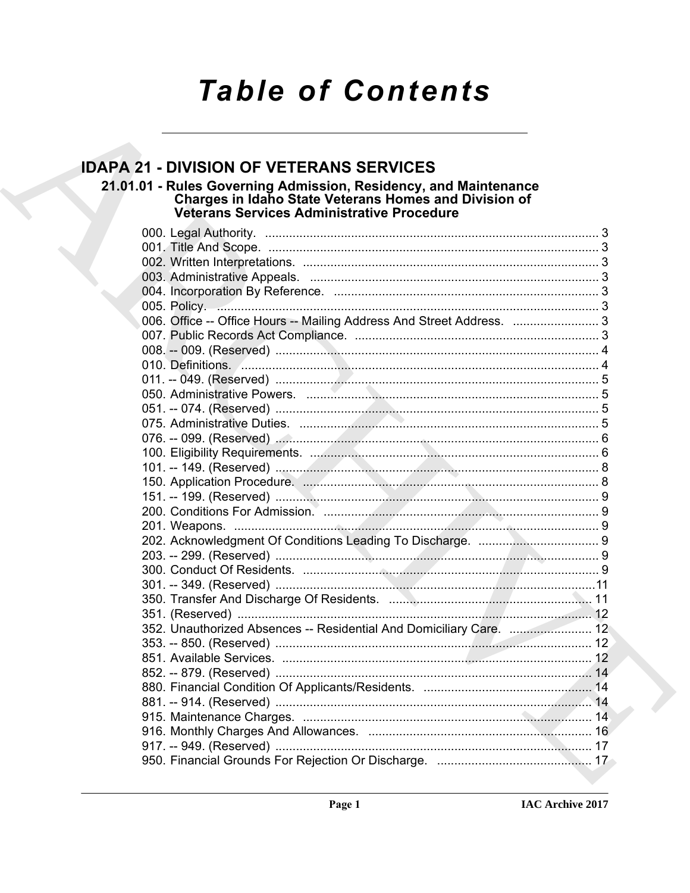# Table of Contents

## IDAPA 21 - DIVISION OF VETERANS SERVICES

### 21.01.01 - Rules Governing Admission, Residency, and Maintenance Charges in Idaho State Veterans Homes and Division of Veterans Services Administrative Procedure

000. Legal Authority. ..... 3
001. Title And Scope. ..... 3
002. Written Interpretations. ..... 3
003. Administrative Appeals. ..... 3
004. Incorporation By Reference. ..... 3
005. Policy. ..... 3
006. Office -- Office Hours -- Mailing Address And Street Address. ..... 3
007. Public Records Act Compliance. ..... 3
008. -- 009. (Reserved) ..... 4
010. Definitions. ..... 4
011. -- 049. (Reserved) ..... 5
050. Administrative Powers. ..... 5
051. -- 074. (Reserved) ..... 5
075. Administrative Duties. ..... 5
076. -- 099. (Reserved) ..... 6
100. Eligibility Requirements. ..... 6
101. -- 149. (Reserved) ..... 8
150. Application Procedure. ..... 8
151. -- 199. (Reserved) ..... 9
200. Conditions For Admission. ..... 9
201. Weapons. ..... 9
202. Acknowledgment Of Conditions Leading To Discharge. ..... 9
203. -- 299. (Reserved) ..... 9
300. Conduct Of Residents. ..... 9
301. -- 349. (Reserved) ..... 11
350. Transfer And Discharge Of Residents. ..... 11
351. (Reserved) ..... 12
352. Unauthorized Absences -- Residential And Domiciliary Care. ..... 12
353. -- 850. (Reserved) ..... 12
851. Available Services. ..... 12
852. -- 879. (Reserved) ..... 14
880. Financial Condition Of Applicants/Residents. ..... 14
881. -- 914. (Reserved) ..... 14
915. Maintenance Charges. ..... 14
916. Monthly Charges And Allowances. ..... 16
917. -- 949. (Reserved) ..... 17
950. Financial Grounds For Rejection Or Discharge. ..... 17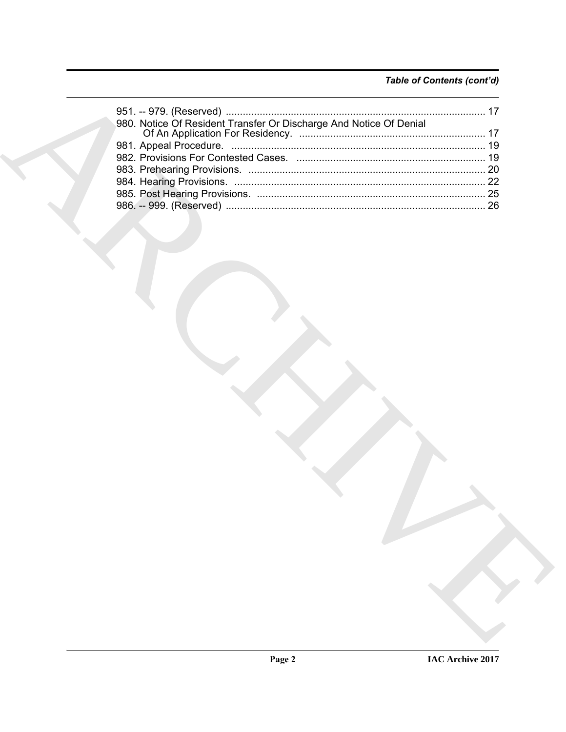*Table of Contents (cont'd)*

951. -- 979. (Reserved) ........................................................................................... 17
980. Notice Of Resident Transfer Or Discharge And Notice Of Denial Of An Application For Residency. .................................................................. 17
981. Appeal Procedure. ........................................................................................ 19
982. Provisions For Contested Cases. .................................................................. 19
983. Prehearing Provisions. .................................................................................. 20
984. Hearing Provisions. ....................................................................................... 22
985. Post Hearing Provisions. ................................................................................ 25
986. -- 999. (Reserved) ........................................................................................... 26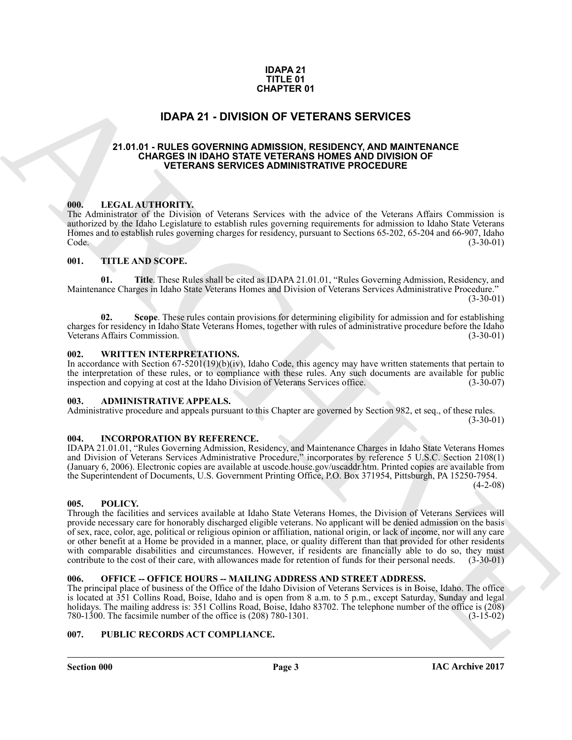**IDAPA 21**
**TITLE 01**
**CHAPTER 01**

# IDAPA 21 - DIVISION OF VETERANS SERVICES

## 21.01.01 - RULES GOVERNING ADMISSION, RESIDENCY, AND MAINTENANCE CHARGES IN IDAHO STATE VETERANS HOMES AND DIVISION OF VETERANS SERVICES ADMINISTRATIVE PROCEDURE

### 000. LEGAL AUTHORITY.

The Administrator of the Division of Veterans Services with the advice of the Veterans Affairs Commission is authorized by the Idaho Legislature to establish rules governing requirements for admission to Idaho State Veterans Homes and to establish rules governing charges for residency, pursuant to Sections 65-202, 65-204 and 66-907, Idaho Code. (3-30-01)

### 001. TITLE AND SCOPE.

**01. Title**. These Rules shall be cited as IDAPA 21.01.01, "Rules Governing Admission, Residency, and Maintenance Charges in Idaho State Veterans Homes and Division of Veterans Services Administrative Procedure." (3-30-01)

**02. Scope**. These rules contain provisions for determining eligibility for admission and for establishing charges for residency in Idaho State Veterans Homes, together with rules of administrative procedure before the Idaho Veterans Affairs Commission. (3-30-01)

### 002. WRITTEN INTERPRETATIONS.

In accordance with Section 67-5201(19)(b)(iv), Idaho Code, this agency may have written statements that pertain to the interpretation of these rules, or to compliance with these rules. Any such documents are available for public inspection and copying at cost at the Idaho Division of Veterans Services office. (3-30-07)

### 003. ADMINISTRATIVE APPEALS.

Administrative procedure and appeals pursuant to this Chapter are governed by Section 982, et seq., of these rules. (3-30-01)

### 004. INCORPORATION BY REFERENCE.

IDAPA 21.01.01, "Rules Governing Admission, Residency, and Maintenance Charges in Idaho State Veterans Homes and Division of Veterans Services Administrative Procedure," incorporates by reference 5 U.S.C. Section 2108(1) (January 6, 2006). Electronic copies are available at uscode.house.gov/uscaddr.htm. Printed copies are available from the Superintendent of Documents, U.S. Government Printing Office, P.O. Box 371954, Pittsburgh, PA 15250-7954. (4-2-08)

### 005. POLICY.

Through the facilities and services available at Idaho State Veterans Homes, the Division of Veterans Services will provide necessary care for honorably discharged eligible veterans. No applicant will be denied admission on the basis of sex, race, color, age, political or religious opinion or affiliation, national origin, or lack of income, nor will any care or other benefit at a Home be provided in a manner, place, or quality different than that provided for other residents with comparable disabilities and circumstances. However, if residents are financially able to do so, they must contribute to the cost of their care, with allowances made for retention of funds for their personal needs. (3-30-01)

### 006. OFFICE -- OFFICE HOURS -- MAILING ADDRESS AND STREET ADDRESS.

The principal place of business of the Office of the Idaho Division of Veterans Services is in Boise, Idaho. The office is located at 351 Collins Road, Boise, Idaho and is open from 8 a.m. to 5 p.m., except Saturday, Sunday and legal holidays. The mailing address is: 351 Collins Road, Boise, Idaho 83702. The telephone number of the office is (208) 780-1300. The facsimile number of the office is (208) 780-1301. (3-15-02)

### 007. PUBLIC RECORDS ACT COMPLIANCE.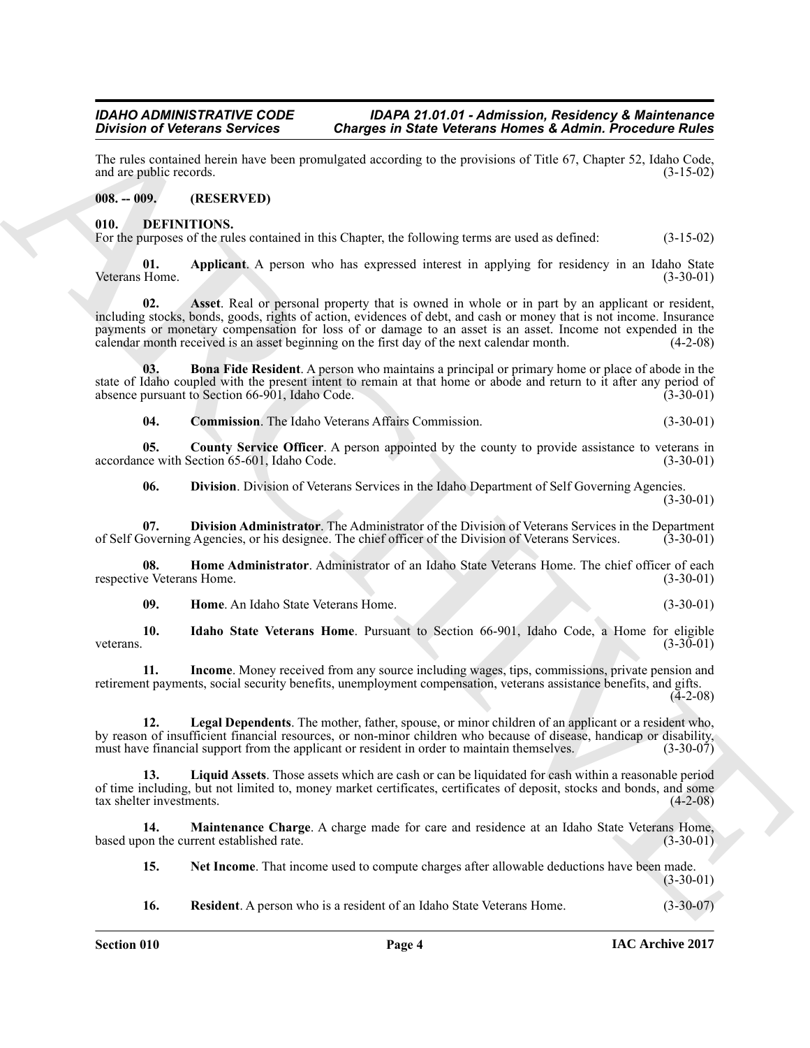The rules contained herein have been promulgated according to the provisions of Title 67, Chapter 52, Idaho Code, and are public records. (3-15-02)

## 008. -- 009. (RESERVED)

## 010. DEFINITIONS.

For the purposes of the rules contained in this Chapter, the following terms are used as defined: (3-15-02)

**01. Applicant**. A person who has expressed interest in applying for residency in an Idaho State Veterans Home. (3-30-01)

**02. Asset**. Real or personal property that is owned in whole or in part by an applicant or resident, including stocks, bonds, goods, rights of action, evidences of debt, and cash or money that is not income. Insurance payments or monetary compensation for loss of or damage to an asset is an asset. Income not expended in the calendar month received is an asset beginning on the first day of the next calendar month. (4-2-08)

**03. Bona Fide Resident**. A person who maintains a principal or primary home or place of abode in the state of Idaho coupled with the present intent to remain at that home or abode and return to it after any period of absence pursuant to Section 66-901, Idaho Code. (3-30-01)

**04. Commission**. The Idaho Veterans Affairs Commission. (3-30-01)

**05. County Service Officer**. A person appointed by the county to provide assistance to veterans in accordance with Section 65-601, Idaho Code. (3-30-01)

**06. Division**. Division of Veterans Services in the Idaho Department of Self Governing Agencies. (3-30-01)

**07. Division Administrator**. The Administrator of the Division of Veterans Services in the Department of Self Governing Agencies, or his designee. The chief officer of the Division of Veterans Services. (3-30-01)

**08. Home Administrator**. Administrator of an Idaho State Veterans Home. The chief officer of each respective Veterans Home. (3-30-01)

**09. Home**. An Idaho State Veterans Home. (3-30-01)

**10. Idaho State Veterans Home**. Pursuant to Section 66-901, Idaho Code, a Home for eligible veterans. (3-30-01)

**11. Income**. Money received from any source including wages, tips, commissions, private pension and retirement payments, social security benefits, unemployment compensation, veterans assistance benefits, and gifts. (4-2-08)

**12. Legal Dependents**. The mother, father, spouse, or minor children of an applicant or a resident who, by reason of insufficient financial resources, or non-minor children who because of disease, handicap or disability, must have financial support from the applicant or resident in order to maintain themselves. (3-30-07)

**13. Liquid Assets**. Those assets which are cash or can be liquidated for cash within a reasonable period of time including, but not limited to, money market certificates, certificates of deposit, stocks and bonds, and some tax shelter investments. (4-2-08)

**14. Maintenance Charge**. A charge made for care and residence at an Idaho State Veterans Home, based upon the current established rate. (3-30-01)

**15. Net Income**. That income used to compute charges after allowable deductions have been made. (3-30-01)

**16. Resident**. A person who is a resident of an Idaho State Veterans Home. (3-30-07)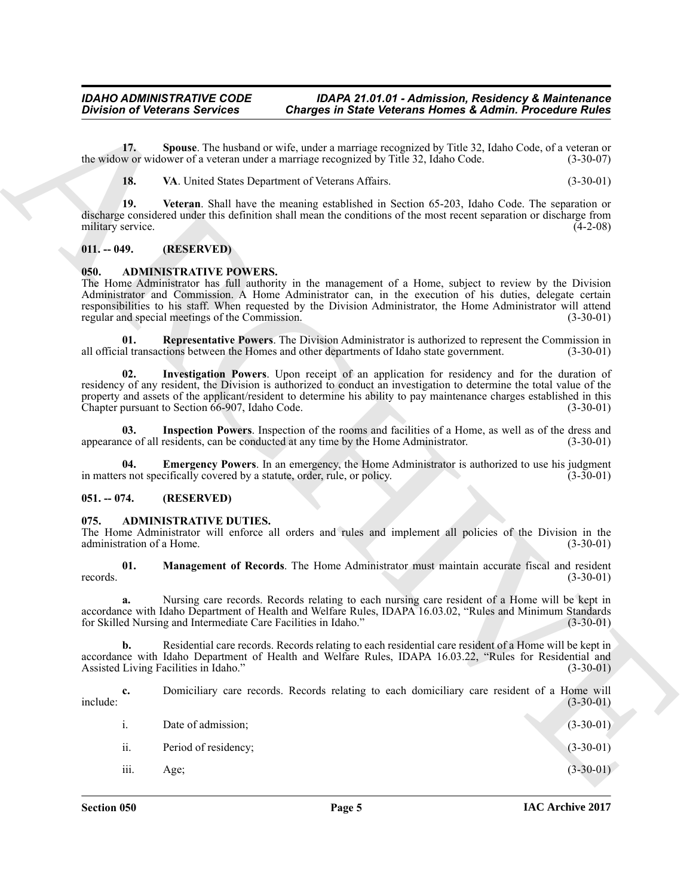**17. Spouse**. The husband or wife, under a marriage recognized by Title 32, Idaho Code, of a veteran or the widow or widower of a veteran under a marriage recognized by Title 32, Idaho Code. (3-30-07)

**18. VA**. United States Department of Veterans Affairs. (3-30-01)

**19. Veteran**. Shall have the meaning established in Section 65-203, Idaho Code. The separation or discharge considered under this definition shall mean the conditions of the most recent separation or discharge from military service. (4-2-08)

## 011. -- 049. (RESERVED)

## 050. ADMINISTRATIVE POWERS.

The Home Administrator has full authority in the management of a Home, subject to review by the Division Administrator and Commission. A Home Administrator can, in the execution of his duties, delegate certain responsibilities to his staff. When requested by the Division Administrator, the Home Administrator will attend regular and special meetings of the Commission. (3-30-01)

**01. Representative Powers**. The Division Administrator is authorized to represent the Commission in all official transactions between the Homes and other departments of Idaho state government. (3-30-01)

**02. Investigation Powers**. Upon receipt of an application for residency and for the duration of residency of any resident, the Division is authorized to conduct an investigation to determine the total value of the property and assets of the applicant/resident to determine his ability to pay maintenance charges established in this Chapter pursuant to Section 66-907, Idaho Code. (3-30-01)

**03. Inspection Powers**. Inspection of the rooms and facilities of a Home, as well as of the dress and appearance of all residents, can be conducted at any time by the Home Administrator. (3-30-01)

**04. Emergency Powers**. In an emergency, the Home Administrator is authorized to use his judgment in matters not specifically covered by a statute, order, rule, or policy. (3-30-01)

## 051. -- 074. (RESERVED)

## 075. ADMINISTRATIVE DUTIES.

The Home Administrator will enforce all orders and rules and implement all policies of the Division in the administration of a Home. (3-30-01)

**01. Management of Records**. The Home Administrator must maintain accurate fiscal and resident records. (3-30-01)

**a.** Nursing care records. Records relating to each nursing care resident of a Home will be kept in accordance with Idaho Department of Health and Welfare Rules, IDAPA 16.03.02, "Rules and Minimum Standards for Skilled Nursing and Intermediate Care Facilities in Idaho." (3-30-01)

**b.** Residential care records. Records relating to each residential care resident of a Home will be kept in accordance with Idaho Department of Health and Welfare Rules, IDAPA 16.03.22, "Rules for Residential and Assisted Living Facilities in Idaho." (3-30-01)

**c.** Domiciliary care records. Records relating to each domiciliary care resident of a Home will include: (3-30-01)

i. Date of admission; (3-30-01)

ii. Period of residency; (3-30-01)

iii. Age; (3-30-01)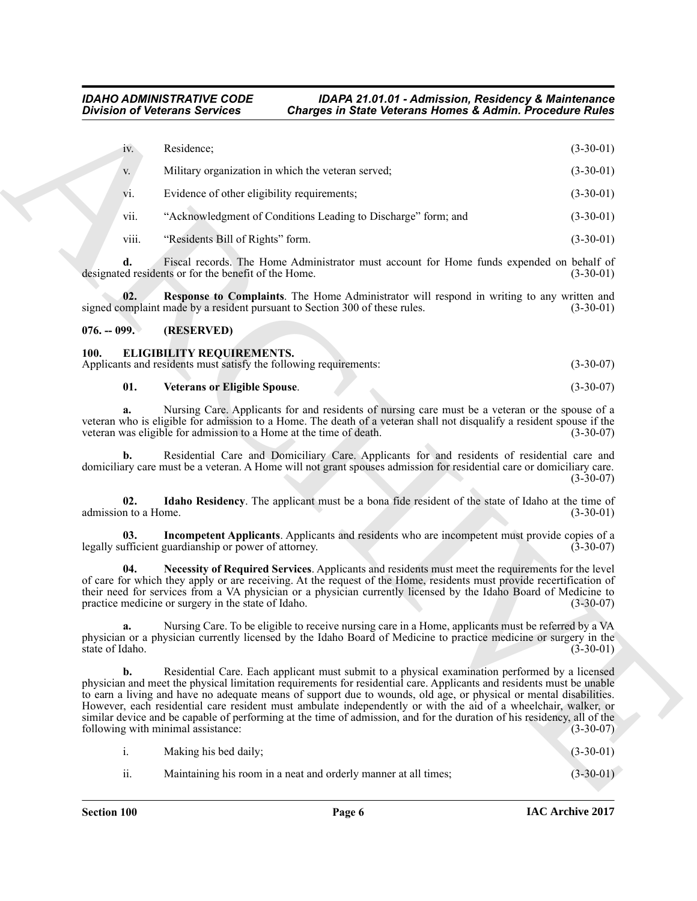iv. Residence; (3-30-01)

v. Military organization in which the veteran served; (3-30-01)

vi. Evidence of other eligibility requirements; (3-30-01)

vii. "Acknowledgment of Conditions Leading to Discharge" form; and (3-30-01)

viii. "Residents Bill of Rights" form. (3-30-01)

**d.** Fiscal records. The Home Administrator must account for Home funds expended on behalf of designated residents or for the benefit of the Home. (3-30-01)

**02. Response to Complaints**. The Home Administrator will respond in writing to any written and signed complaint made by a resident pursuant to Section 300 of these rules. (3-30-01)

## 076. -- 099. (RESERVED)

## 100. ELIGIBILITY REQUIREMENTS.

Applicants and residents must satisfy the following requirements: (3-30-07)

**01. Veterans or Eligible Spouse**. (3-30-07)

**a.** Nursing Care. Applicants for and residents of nursing care must be a veteran or the spouse of a veteran who is eligible for admission to a Home. The death of a veteran shall not disqualify a resident spouse if the veteran was eligible for admission to a Home at the time of death. (3-30-07)

**b.** Residential Care and Domiciliary Care. Applicants for and residents of residential care and domiciliary care must be a veteran. A Home will not grant spouses admission for residential care or domiciliary care. (3-30-07)

**02. Idaho Residency**. The applicant must be a bona fide resident of the state of Idaho at the time of admission to a Home. (3-30-01)

**03. Incompetent Applicants**. Applicants and residents who are incompetent must provide copies of a legally sufficient guardianship or power of attorney. (3-30-07)

**04. Necessity of Required Services**. Applicants and residents must meet the requirements for the level of care for which they apply or are receiving. At the request of the Home, residents must provide recertification of their need for services from a VA physician or a physician currently licensed by the Idaho Board of Medicine to practice medicine or surgery in the state of Idaho. (3-30-07)

**a.** Nursing Care. To be eligible to receive nursing care in a Home, applicants must be referred by a VA physician or a physician currently licensed by the Idaho Board of Medicine to practice medicine or surgery in the state of Idaho. (3-30-01)

**b.** Residential Care. Each applicant must submit to a physical examination performed by a licensed physician and meet the physical limitation requirements for residential care. Applicants and residents must be unable to earn a living and have no adequate means of support due to wounds, old age, or physical or mental disabilities. However, each residential care resident must ambulate independently or with the aid of a wheelchair, walker, or similar device and be capable of performing at the time of admission, and for the duration of his residency, all of the following with minimal assistance: (3-30-07)

i. Making his bed daily; (3-30-01)

ii. Maintaining his room in a neat and orderly manner at all times; (3-30-01)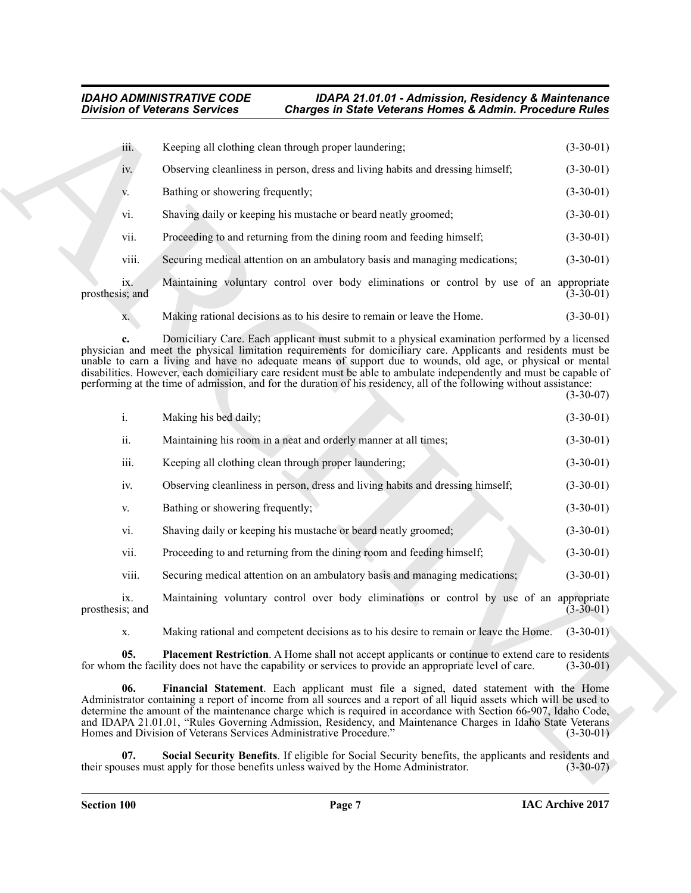iii. Keeping all clothing clean through proper laundering; (3-30-01)

iv. Observing cleanliness in person, dress and living habits and dressing himself; (3-30-01)

v. Bathing or showering frequently; (3-30-01)

vi. Shaving daily or keeping his mustache or beard neatly groomed; (3-30-01)

vii. Proceeding to and returning from the dining room and feeding himself; (3-30-01)

viii. Securing medical attention on an ambulatory basis and managing medications; (3-30-01)

ix. Maintaining voluntary control over body eliminations or control by use of an appropriate prosthesis; and (3-30-01)

x. Making rational decisions as to his desire to remain or leave the Home. (3-30-01)

**c.** Domiciliary Care. Each applicant must submit to a physical examination performed by a licensed physician and meet the physical limitation requirements for domiciliary care. Applicants and residents must be unable to earn a living and have no adequate means of support due to wounds, old age, or physical or mental disabilities. However, each domiciliary care resident must be able to ambulate independently and must be capable of performing at the time of admission, and for the duration of his residency, all of the following without assistance: (3-30-07)

i. Making his bed daily; (3-30-01)

ii. Maintaining his room in a neat and orderly manner at all times; (3-30-01)

iii. Keeping all clothing clean through proper laundering; (3-30-01)

iv. Observing cleanliness in person, dress and living habits and dressing himself; (3-30-01)

v. Bathing or showering frequently; (3-30-01)

vi. Shaving daily or keeping his mustache or beard neatly groomed; (3-30-01)

vii. Proceeding to and returning from the dining room and feeding himself; (3-30-01)

viii. Securing medical attention on an ambulatory basis and managing medications; (3-30-01)

ix. Maintaining voluntary control over body eliminations or control by use of an appropriate prosthesis; and (3-30-01)

x. Making rational and competent decisions as to his desire to remain or leave the Home. (3-30-01)

**05. Placement Restriction**. A Home shall not accept applicants or continue to extend care to residents for whom the facility does not have the capability or services to provide an appropriate level of care. (3-30-01)

**06. Financial Statement**. Each applicant must file a signed, dated statement with the Home Administrator containing a report of income from all sources and a report of all liquid assets which will be used to determine the amount of the maintenance charge which is required in accordance with Section 66-907, Idaho Code, and IDAPA 21.01.01, "Rules Governing Admission, Residency, and Maintenance Charges in Idaho State Veterans Homes and Division of Veterans Services Administrative Procedure." (3-30-01)

**07. Social Security Benefits**. If eligible for Social Security benefits, the applicants and residents and their spouses must apply for those benefits unless waived by the Home Administrator. (3-30-07)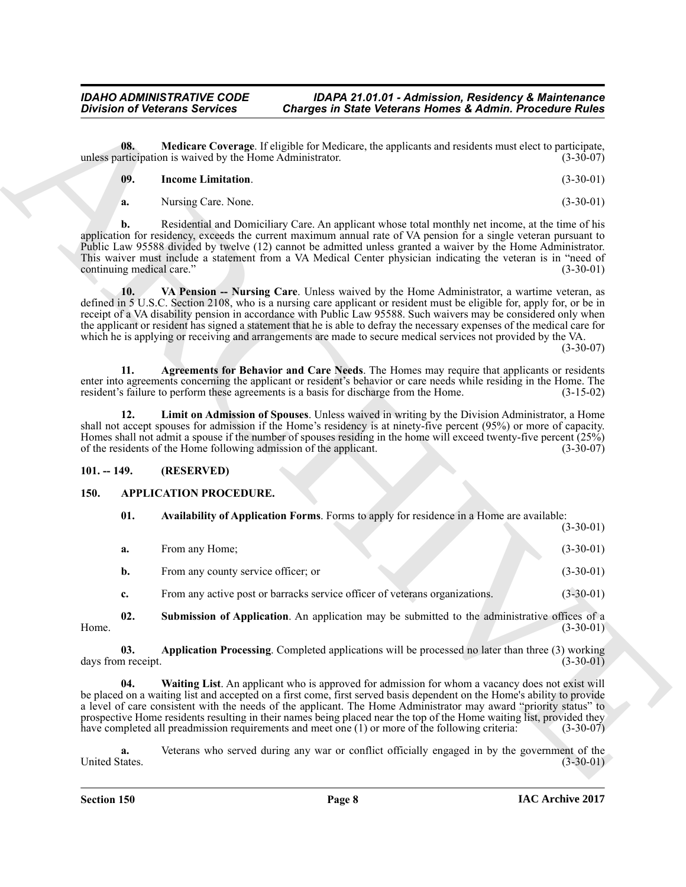**08. Medicare Coverage**. If eligible for Medicare, the applicants and residents must elect to participate, unless participation is waived by the Home Administrator. (3-30-07)

**09. Income Limitation**. (3-30-01)

**a.** Nursing Care. None. (3-30-01)

**b.** Residential and Domiciliary Care. An applicant whose total monthly net income, at the time of his application for residency, exceeds the current maximum annual rate of VA pension for a single veteran pursuant to Public Law 95588 divided by twelve (12) cannot be admitted unless granted a waiver by the Home Administrator. This waiver must include a statement from a VA Medical Center physician indicating the veteran is in "need of continuing medical care." (3-30-01)

**10. VA Pension -- Nursing Care**. Unless waived by the Home Administrator, a wartime veteran, as defined in 5 U.S.C. Section 2108, who is a nursing care applicant or resident must be eligible for, apply for, or be in receipt of a VA disability pension in accordance with Public Law 95588. Such waivers may be considered only when the applicant or resident has signed a statement that he is able to defray the necessary expenses of the medical care for which he is applying or receiving and arrangements are made to secure medical services not provided by the VA. (3-30-07)

**11. Agreements for Behavior and Care Needs**. The Homes may require that applicants or residents enter into agreements concerning the applicant or resident's behavior or care needs while residing in the Home. The resident's failure to perform these agreements is a basis for discharge from the Home. (3-15-02)

**12. Limit on Admission of Spouses**. Unless waived in writing by the Division Administrator, a Home shall not accept spouses for admission if the Home's residency is at ninety-five percent (95%) or more of capacity. Homes shall not admit a spouse if the number of spouses residing in the home will exceed twenty-five percent (25%) of the residents of the Home following admission of the applicant. (3-30-07)

## 101. -- 149. (RESERVED)

## 150. APPLICATION PROCEDURE.

**01. Availability of Application Forms**. Forms to apply for residence in a Home are available: (3-30-01)

**a.** From any Home; (3-30-01)

**b.** From any county service officer; or (3-30-01)

**c.** From any active post or barracks service officer of veterans organizations. (3-30-01)

**02. Submission of Application**. An application may be submitted to the administrative offices of a Home. (3-30-01)

**03. Application Processing**. Completed applications will be processed no later than three (3) working days from receipt. (3-30-01)

**04. Waiting List**. An applicant who is approved for admission for whom a vacancy does not exist will be placed on a waiting list and accepted on a first come, first served basis dependent on the Home's ability to provide a level of care consistent with the needs of the applicant. The Home Administrator may award "priority status" to prospective Home residents resulting in their names being placed near the top of the Home waiting list, provided they have completed all preadmission requirements and meet one (1) or more of the following criteria: (3-30-07)

**a.** Veterans who served during any war or conflict officially engaged in by the government of the United States. (3-30-01)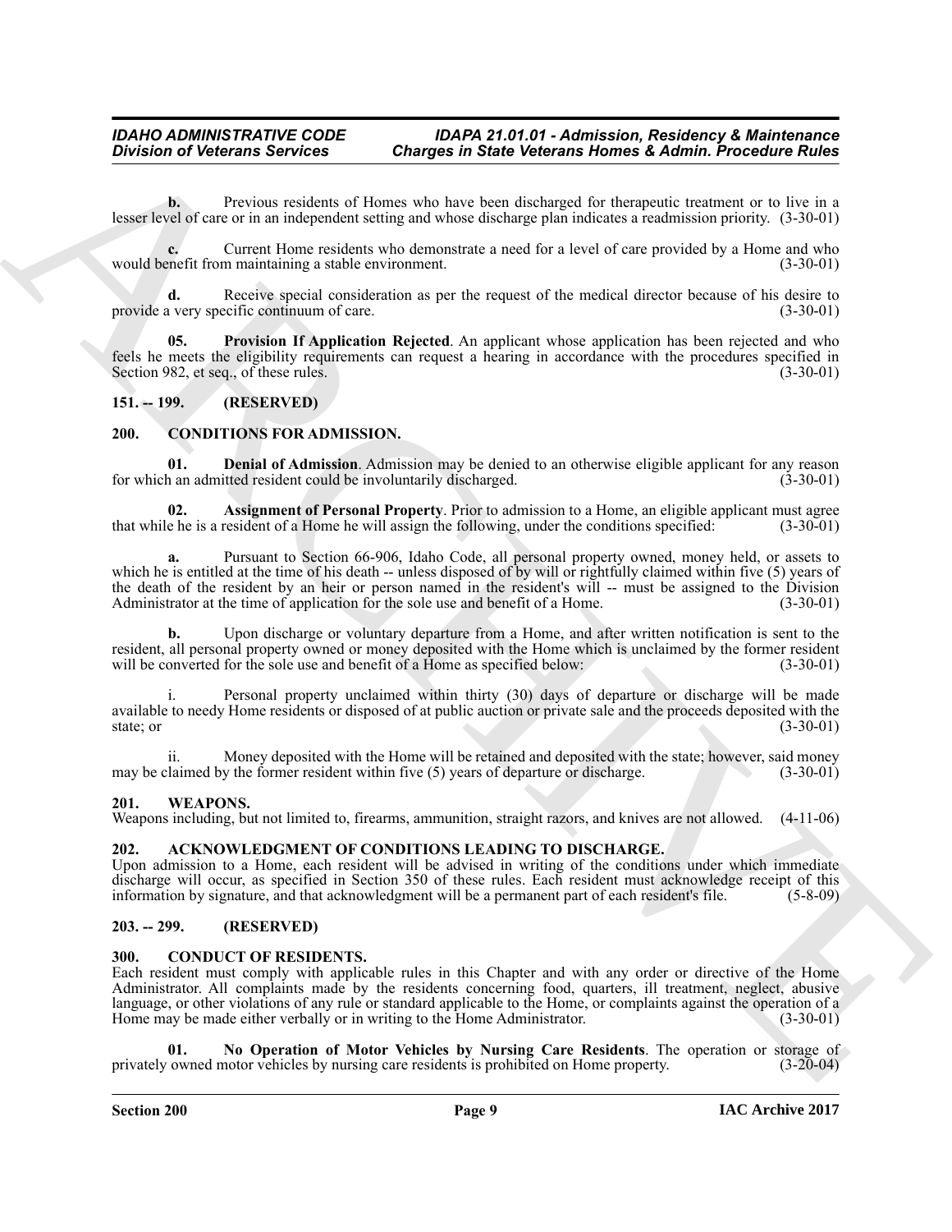**b.** Previous residents of Homes who have been discharged for therapeutic treatment or to live in a lesser level of care or in an independent setting and whose discharge plan indicates a readmission priority. (3-30-01)

**c.** Current Home residents who demonstrate a need for a level of care provided by a Home and who would benefit from maintaining a stable environment. (3-30-01)

**d.** Receive special consideration as per the request of the medical director because of his desire to provide a very specific continuum of care. (3-30-01)

**05. Provision If Application Rejected**. An applicant whose application has been rejected and who feels he meets the eligibility requirements can request a hearing in accordance with the procedures specified in Section 982, et seq., of these rules. (3-30-01)

## 151. -- 199. (RESERVED)

## 200. CONDITIONS FOR ADMISSION.

**01. Denial of Admission**. Admission may be denied to an otherwise eligible applicant for any reason for which an admitted resident could be involuntarily discharged. (3-30-01)

**02. Assignment of Personal Property**. Prior to admission to a Home, an eligible applicant must agree that while he is a resident of a Home he will assign the following, under the conditions specified: (3-30-01)

**a.** Pursuant to Section 66-906, Idaho Code, all personal property owned, money held, or assets to which he is entitled at the time of his death -- unless disposed of by will or rightfully claimed within five (5) years of the death of the resident by an heir or person named in the resident's will -- must be assigned to the Division Administrator at the time of application for the sole use and benefit of a Home. (3-30-01)

**b.** Upon discharge or voluntary departure from a Home, and after written notification is sent to the resident, all personal property owned or money deposited with the Home which is unclaimed by the former resident will be converted for the sole use and benefit of a Home as specified below: (3-30-01)

i. Personal property unclaimed within thirty (30) days of departure or discharge will be made available to needy Home residents or disposed of at public auction or private sale and the proceeds deposited with the state; or (3-30-01)

ii. Money deposited with the Home will be retained and deposited with the state; however, said money may be claimed by the former resident within five (5) years of departure or discharge. (3-30-01)

## 201. WEAPONS.

Weapons including, but not limited to, firearms, ammunition, straight razors, and knives are not allowed. (4-11-06)

## 202. ACKNOWLEDGMENT OF CONDITIONS LEADING TO DISCHARGE.

Upon admission to a Home, each resident will be advised in writing of the conditions under which immediate discharge will occur, as specified in Section 350 of these rules. Each resident must acknowledge receipt of this information by signature, and that acknowledgment will be a permanent part of each resident's file. (5-8-09)

## 203. -- 299. (RESERVED)

## 300. CONDUCT OF RESIDENTS.

Each resident must comply with applicable rules in this Chapter and with any order or directive of the Home Administrator. All complaints made by the residents concerning food, quarters, ill treatment, neglect, abusive language, or other violations of any rule or standard applicable to the Home, or complaints against the operation of a Home may be made either verbally or in writing to the Home Administrator. (3-30-01)

**01. No Operation of Motor Vehicles by Nursing Care Residents**. The operation or storage of privately owned motor vehicles by nursing care residents is prohibited on Home property. (3-20-04)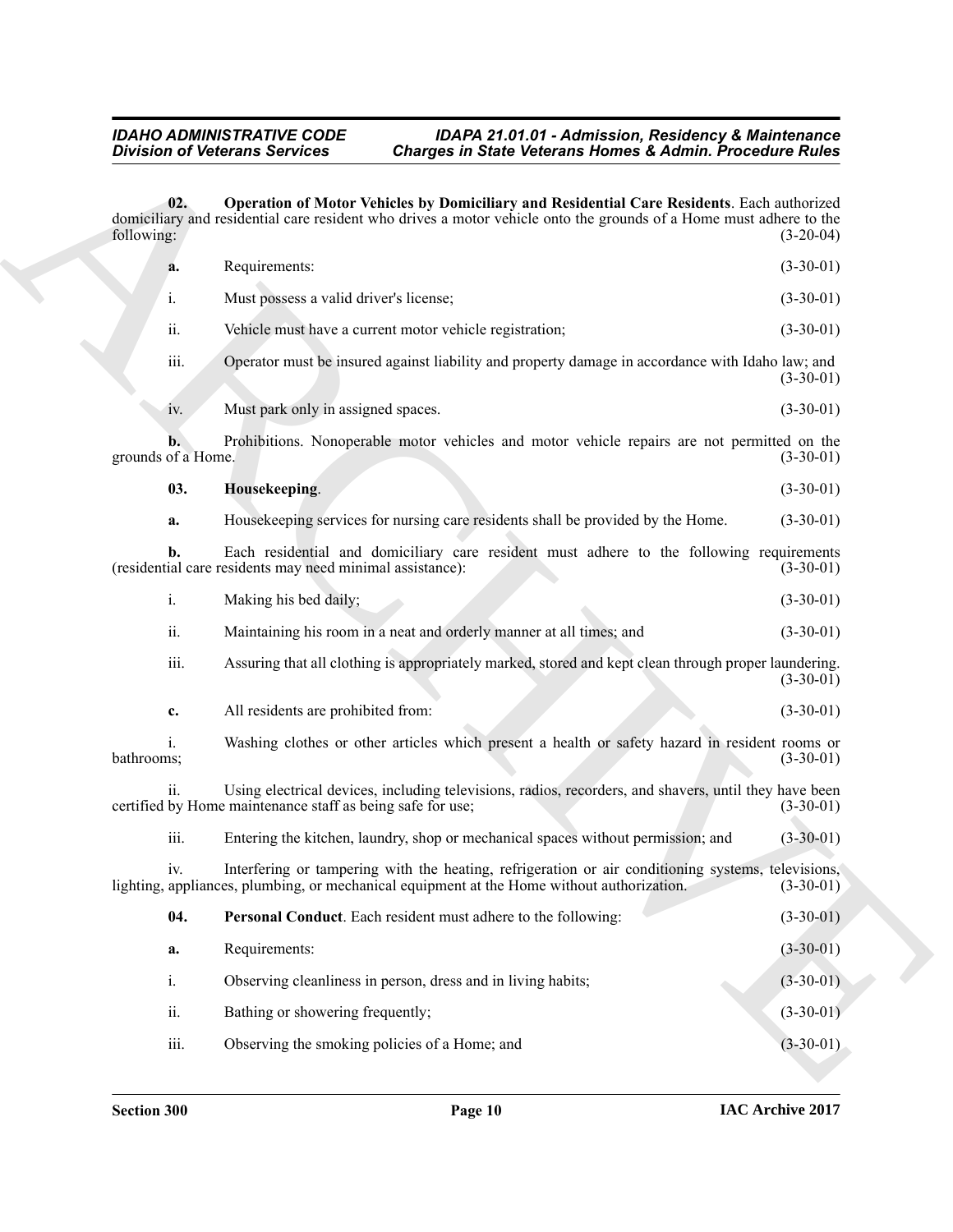**02. Operation of Motor Vehicles by Domiciliary and Residential Care Residents**. Each authorized domiciliary and residential care resident who drives a motor vehicle onto the grounds of a Home must adhere to the following: (3-20-04)

**a.** Requirements: (3-30-01)

i. Must possess a valid driver's license; (3-30-01)

ii. Vehicle must have a current motor vehicle registration; (3-30-01)

iii. Operator must be insured against liability and property damage in accordance with Idaho law; and (3-30-01)

iv. Must park only in assigned spaces. (3-30-01)

**b.** Prohibitions. Nonoperable motor vehicles and motor vehicle repairs are not permitted on the grounds of a Home. (3-30-01)

**03. Housekeeping**. (3-30-01)

**a.** Housekeeping services for nursing care residents shall be provided by the Home. (3-30-01)

**b.** Each residential and domiciliary care resident must adhere to the following requirements (residential care residents may need minimal assistance): (3-30-01)

i. Making his bed daily; (3-30-01)

ii. Maintaining his room in a neat and orderly manner at all times; and (3-30-01)

iii. Assuring that all clothing is appropriately marked, stored and kept clean through proper laundering. (3-30-01)

**c.** All residents are prohibited from: (3-30-01)

i. Washing clothes or other articles which present a health or safety hazard in resident rooms or bathrooms; (3-30-01)

ii. Using electrical devices, including televisions, radios, recorders, and shavers, until they have been certified by Home maintenance staff as being safe for use; (3-30-01)

iii. Entering the kitchen, laundry, shop or mechanical spaces without permission; and (3-30-01)

iv. Interfering or tampering with the heating, refrigeration or air conditioning systems, televisions, lighting, appliances, plumbing, or mechanical equipment at the Home without authorization. (3-30-01)

**04. Personal Conduct**. Each resident must adhere to the following: (3-30-01)

**a.** Requirements: (3-30-01)

i. Observing cleanliness in person, dress and in living habits; (3-30-01)

ii. Bathing or showering frequently; (3-30-01)

iii. Observing the smoking policies of a Home; and (3-30-01)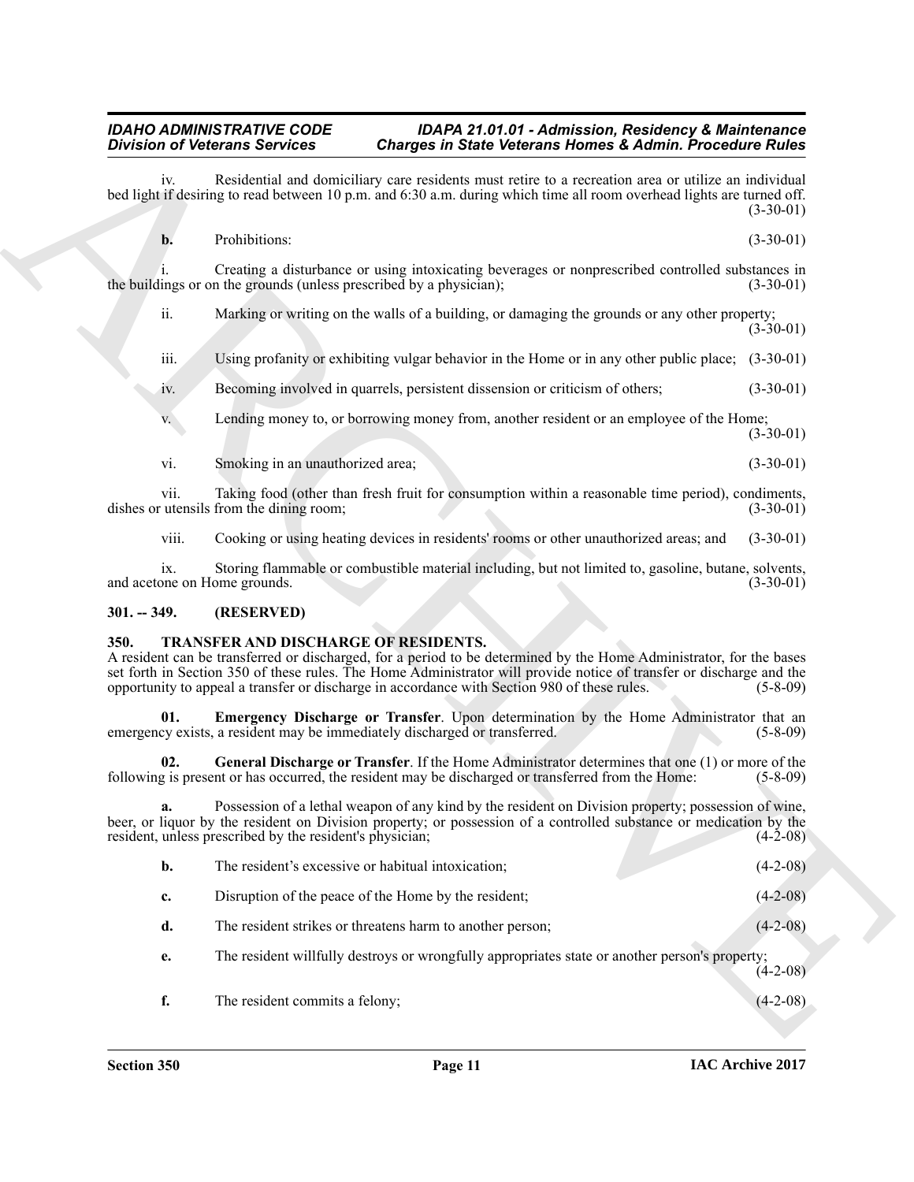iv. Residential and domiciliary care residents must retire to a recreation area or utilize an individual bed light if desiring to read between 10 p.m. and 6:30 a.m. during which time all room overhead lights are turned off. (3-30-01)

**b.** Prohibitions: (3-30-01)

i. Creating a disturbance or using intoxicating beverages or nonprescribed controlled substances in the buildings or on the grounds (unless prescribed by a physician); (3-30-01)

ii. Marking or writing on the walls of a building, or damaging the grounds or any other property; (3-30-01)

iii. Using profanity or exhibiting vulgar behavior in the Home or in any other public place; (3-30-01)

iv. Becoming involved in quarrels, persistent dissension or criticism of others; (3-30-01)

v. Lending money to, or borrowing money from, another resident or an employee of the Home; (3-30-01)

vi. Smoking in an unauthorized area; (3-30-01)

vii. Taking food (other than fresh fruit for consumption within a reasonable time period), condiments, dishes or utensils from the dining room; (3-30-01)

viii. Cooking or using heating devices in residents' rooms or other unauthorized areas; and (3-30-01)

ix. Storing flammable or combustible material including, but not limited to, gasoline, butane, solvents, and acetone on Home grounds. (3-30-01)

## 301. -- 349. (RESERVED)

## 350. TRANSFER AND DISCHARGE OF RESIDENTS.

A resident can be transferred or discharged, for a period to be determined by the Home Administrator, for the bases set forth in Section 350 of these rules. The Home Administrator will provide notice of transfer or discharge and the opportunity to appeal a transfer or discharge in accordance with Section 980 of these rules. (5-8-09)

**01. Emergency Discharge or Transfer**. Upon determination by the Home Administrator that an emergency exists, a resident may be immediately discharged or transferred. (5-8-09)

**02. General Discharge or Transfer**. If the Home Administrator determines that one (1) or more of the following is present or has occurred, the resident may be discharged or transferred from the Home: (5-8-09)

**a.** Possession of a lethal weapon of any kind by the resident on Division property; possession of wine, beer, or liquor by the resident on Division property; or possession of a controlled substance or medication by the resident, unless prescribed by the resident's physician; (4-2-08)

**b.** The resident's excessive or habitual intoxication; (4-2-08)

**c.** Disruption of the peace of the Home by the resident; (4-2-08)

**d.** The resident strikes or threatens harm to another person; (4-2-08)

**e.** The resident willfully destroys or wrongfully appropriates state or another person's property; (4-2-08)

**f.** The resident commits a felony; (4-2-08)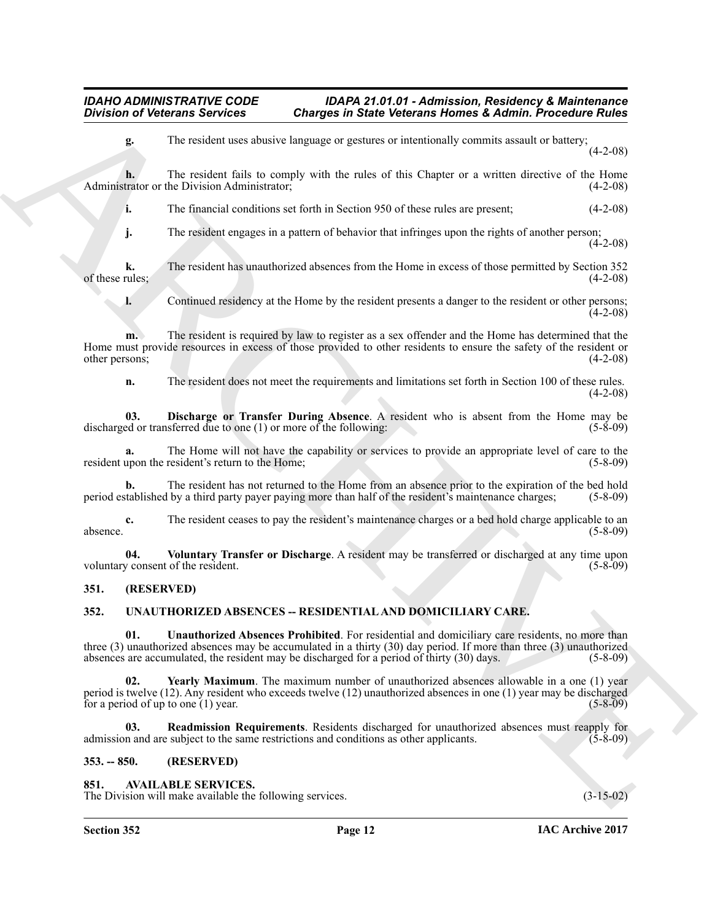**g.** The resident uses abusive language or gestures or intentionally commits assault or battery; (4-2-08)

**h.** The resident fails to comply with the rules of this Chapter or a written directive of the Home Administrator or the Division Administrator; (4-2-08)

**i.** The financial conditions set forth in Section 950 of these rules are present; (4-2-08)

**j.** The resident engages in a pattern of behavior that infringes upon the rights of another person; (4-2-08)

**k.** The resident has unauthorized absences from the Home in excess of those permitted by Section 352 of these rules; (4-2-08)

**l.** Continued residency at the Home by the resident presents a danger to the resident or other persons; (4-2-08)

**m.** The resident is required by law to register as a sex offender and the Home has determined that the Home must provide resources in excess of those provided to other residents to ensure the safety of the resident or other persons; (4-2-08)

**n.** The resident does not meet the requirements and limitations set forth in Section 100 of these rules. (4-2-08)

**03. Discharge or Transfer During Absence**. A resident who is absent from the Home may be discharged or transferred due to one (1) or more of the following: (5-8-09)

**a.** The Home will not have the capability or services to provide an appropriate level of care to the resident upon the resident's return to the Home; (5-8-09)

**b.** The resident has not returned to the Home from an absence prior to the expiration of the bed hold period established by a third party payer paying more than half of the resident's maintenance charges; (5-8-09)

**c.** The resident ceases to pay the resident's maintenance charges or a bed hold charge applicable to an absence. (5-8-09)

**04. Voluntary Transfer or Discharge**. A resident may be transferred or discharged at any time upon voluntary consent of the resident. (5-8-09)

## 351. (RESERVED)

## 352. UNAUTHORIZED ABSENCES -- RESIDENTIAL AND DOMICILIARY CARE.

**01. Unauthorized Absences Prohibited**. For residential and domiciliary care residents, no more than three (3) unauthorized absences may be accumulated in a thirty (30) day period. If more than three (3) unauthorized absences are accumulated, the resident may be discharged for a period of thirty (30) days. (5-8-09)

**02. Yearly Maximum**. The maximum number of unauthorized absences allowable in a one (1) year period is twelve (12). Any resident who exceeds twelve (12) unauthorized absences in one (1) year may be discharged for a period of up to one (1) year. (5-8-09)

**03. Readmission Requirements**. Residents discharged for unauthorized absences must reapply for admission and are subject to the same restrictions and conditions as other applicants. (5-8-09)

## 353. -- 850. (RESERVED)

## 851. AVAILABLE SERVICES.

The Division will make available the following services. (3-15-02)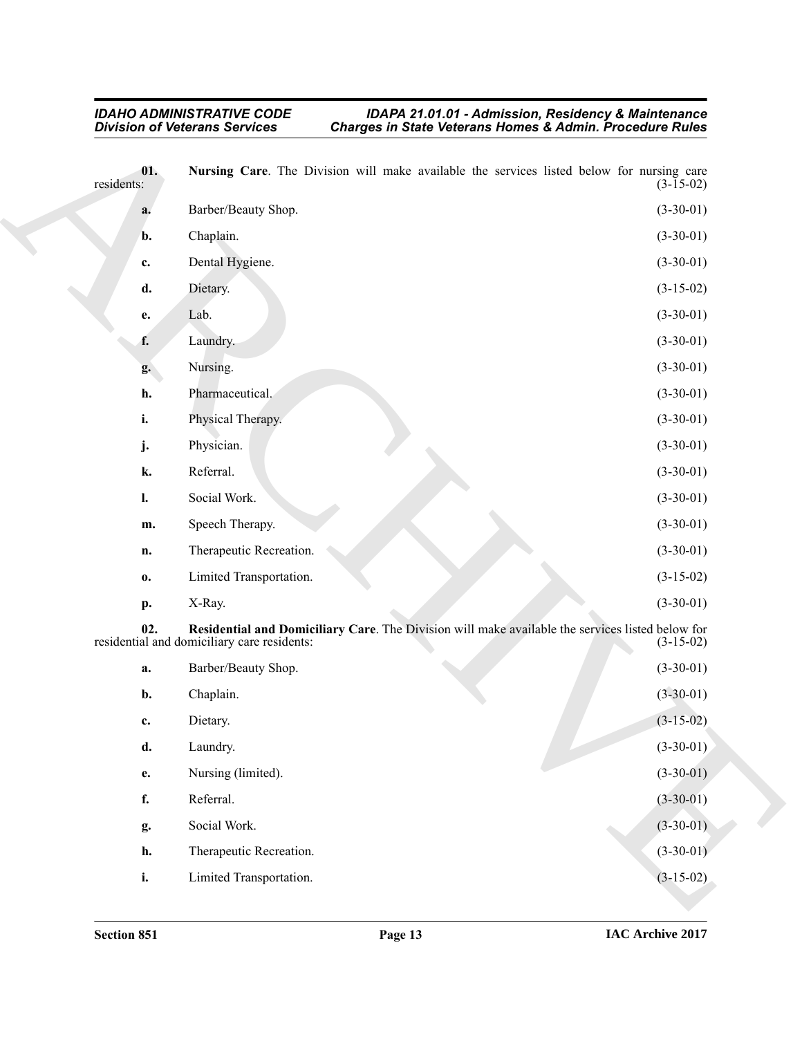**01. Nursing Care**. The Division will make available the services listed below for nursing care residents: (3-15-02)

**a.** Barber/Beauty Shop. (3-30-01)

**b.** Chaplain. (3-30-01)

**c.** Dental Hygiene. (3-30-01)

**d.** Dietary. (3-15-02)

**e.** Lab. (3-30-01)

**f.** Laundry. (3-30-01)

**g.** Nursing. (3-30-01)

**h.** Pharmaceutical. (3-30-01)

**i.** Physical Therapy. (3-30-01)

**j.** Physician. (3-30-01)

**k.** Referral. (3-30-01)

**l.** Social Work. (3-30-01)

**m.** Speech Therapy. (3-30-01)

**n.** Therapeutic Recreation. (3-30-01)

**o.** Limited Transportation. (3-15-02)

**p.** X-Ray. (3-30-01)

**02. Residential and Domiciliary Care**. The Division will make available the services listed below for residential and domiciliary care residents: (3-15-02)

**a.** Barber/Beauty Shop. (3-30-01)

**b.** Chaplain. (3-30-01)

**c.** Dietary. (3-15-02)

**d.** Laundry. (3-30-01)

**e.** Nursing (limited). (3-30-01)

**f.** Referral. (3-30-01)

**g.** Social Work. (3-30-01)

**h.** Therapeutic Recreation. (3-30-01)

**i.** Limited Transportation. (3-15-02)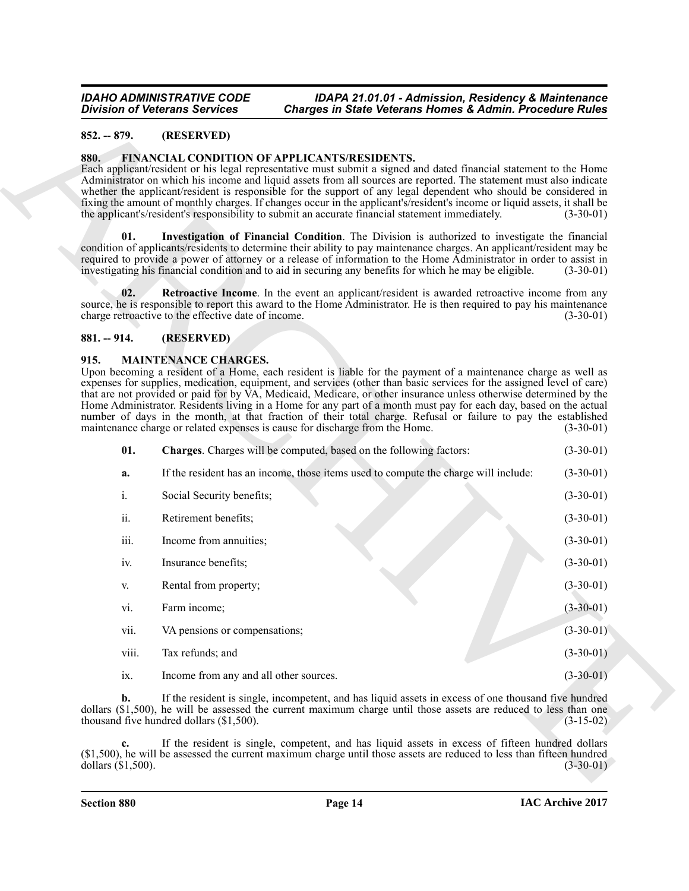## 852. -- 879. (RESERVED)

## 880. FINANCIAL CONDITION OF APPLICANTS/RESIDENTS.

Each applicant/resident or his legal representative must submit a signed and dated financial statement to the Home Administrator on which his income and liquid assets from all sources are reported. The statement must also indicate whether the applicant/resident is responsible for the support of any legal dependent who should be considered in fixing the amount of monthly charges. If changes occur in the applicant's/resident's income or liquid assets, it shall be the applicant's/resident's responsibility to submit an accurate financial statement immediately. (3-30-01)

**01. Investigation of Financial Condition**. The Division is authorized to investigate the financial condition of applicants/residents to determine their ability to pay maintenance charges. An applicant/resident may be required to provide a power of attorney or a release of information to the Home Administrator in order to assist in investigating his financial condition and to aid in securing any benefits for which he may be eligible. (3-30-01)

**02. Retroactive Income**. In the event an applicant/resident is awarded retroactive income from any source, he is responsible to report this award to the Home Administrator. He is then required to pay his maintenance charge retroactive to the effective date of income. (3-30-01)

## 881. -- 914. (RESERVED)

## 915. MAINTENANCE CHARGES.

Upon becoming a resident of a Home, each resident is liable for the payment of a maintenance charge as well as expenses for supplies, medication, equipment, and services (other than basic services for the assigned level of care) that are not provided or paid for by VA, Medicaid, Medicare, or other insurance unless otherwise determined by the Home Administrator. Residents living in a Home for any part of a month must pay for each day, based on the actual number of days in the month, at that fraction of their total charge. Refusal or failure to pay the established maintenance charge or related expenses is cause for discharge from the Home. (3-30-01)

**01. Charges**. Charges will be computed, based on the following factors: (3-30-01)

**a.** If the resident has an income, those items used to compute the charge will include: (3-30-01)

i. Social Security benefits; (3-30-01)

ii. Retirement benefits; (3-30-01)

iii. Income from annuities; (3-30-01)

iv. Insurance benefits; (3-30-01)

v. Rental from property; (3-30-01)

vi. Farm income; (3-30-01)

vii. VA pensions or compensations; (3-30-01)

viii. Tax refunds; and (3-30-01)

ix. Income from any and all other sources. (3-30-01)

**b.** If the resident is single, incompetent, and has liquid assets in excess of one thousand five hundred dollars ($1,500), he will be assessed the current maximum charge until those assets are reduced to less than one thousand five hundred dollars ($1,500). (3-15-02)

**c.** If the resident is single, competent, and has liquid assets in excess of fifteen hundred dollars ($1,500), he will be assessed the current maximum charge until those assets are reduced to less than fifteen hundred dollars ($1,500). (3-30-01)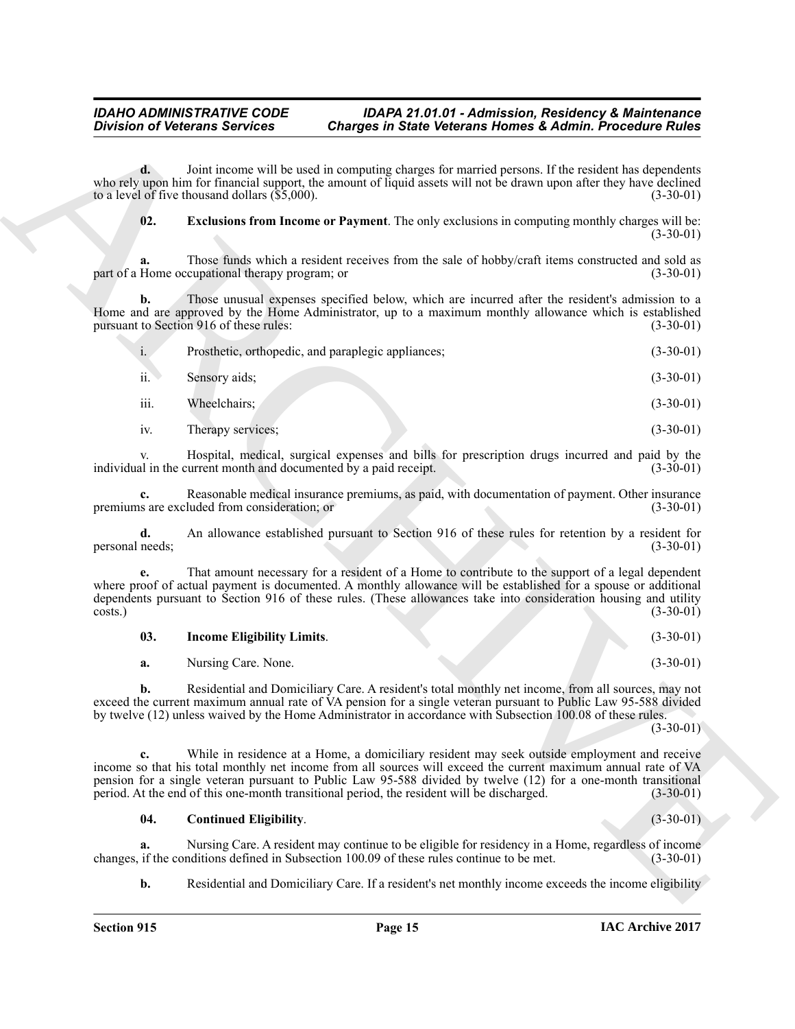**d.** Joint income will be used in computing charges for married persons. If the resident has dependents who rely upon him for financial support, the amount of liquid assets will not be drawn upon after they have declined to a level of five thousand dollars ($5,000). (3-30-01)

**02. Exclusions from Income or Payment**. The only exclusions in computing monthly charges will be: (3-30-01)

**a.** Those funds which a resident receives from the sale of hobby/craft items constructed and sold as part of a Home occupational therapy program; or (3-30-01)

**b.** Those unusual expenses specified below, which are incurred after the resident's admission to a Home and are approved by the Home Administrator, up to a maximum monthly allowance which is established pursuant to Section 916 of these rules: (3-30-01)

i. Prosthetic, orthopedic, and paraplegic appliances; (3-30-01)

ii. Sensory aids; (3-30-01)

iii. Wheelchairs; (3-30-01)

iv. Therapy services; (3-30-01)

v. Hospital, medical, surgical expenses and bills for prescription drugs incurred and paid by the individual in the current month and documented by a paid receipt. (3-30-01)

**c.** Reasonable medical insurance premiums, as paid, with documentation of payment. Other insurance premiums are excluded from consideration; or (3-30-01)

**d.** An allowance established pursuant to Section 916 of these rules for retention by a resident for personal needs; (3-30-01)

**e.** That amount necessary for a resident of a Home to contribute to the support of a legal dependent where proof of actual payment is documented. A monthly allowance will be established for a spouse or additional dependents pursuant to Section 916 of these rules. (These allowances take into consideration housing and utility costs.) (3-30-01)

**03. Income Eligibility Limits**. (3-30-01)

**a.** Nursing Care. None. (3-30-01)

**b.** Residential and Domiciliary Care. A resident's total monthly net income, from all sources, may not exceed the current maximum annual rate of VA pension for a single veteran pursuant to Public Law 95-588 divided by twelve (12) unless waived by the Home Administrator in accordance with Subsection 100.08 of these rules. (3-30-01)

**c.** While in residence at a Home, a domiciliary resident may seek outside employment and receive income so that his total monthly net income from all sources will exceed the current maximum annual rate of VA pension for a single veteran pursuant to Public Law 95-588 divided by twelve (12) for a one-month transitional period. At the end of this one-month transitional period, the resident will be discharged. (3-30-01)

**04. Continued Eligibility**. (3-30-01)

**a.** Nursing Care. A resident may continue to be eligible for residency in a Home, regardless of income changes, if the conditions defined in Subsection 100.09 of these rules continue to be met. (3-30-01)

**b.** Residential and Domiciliary Care. If a resident's net monthly income exceeds the income eligibility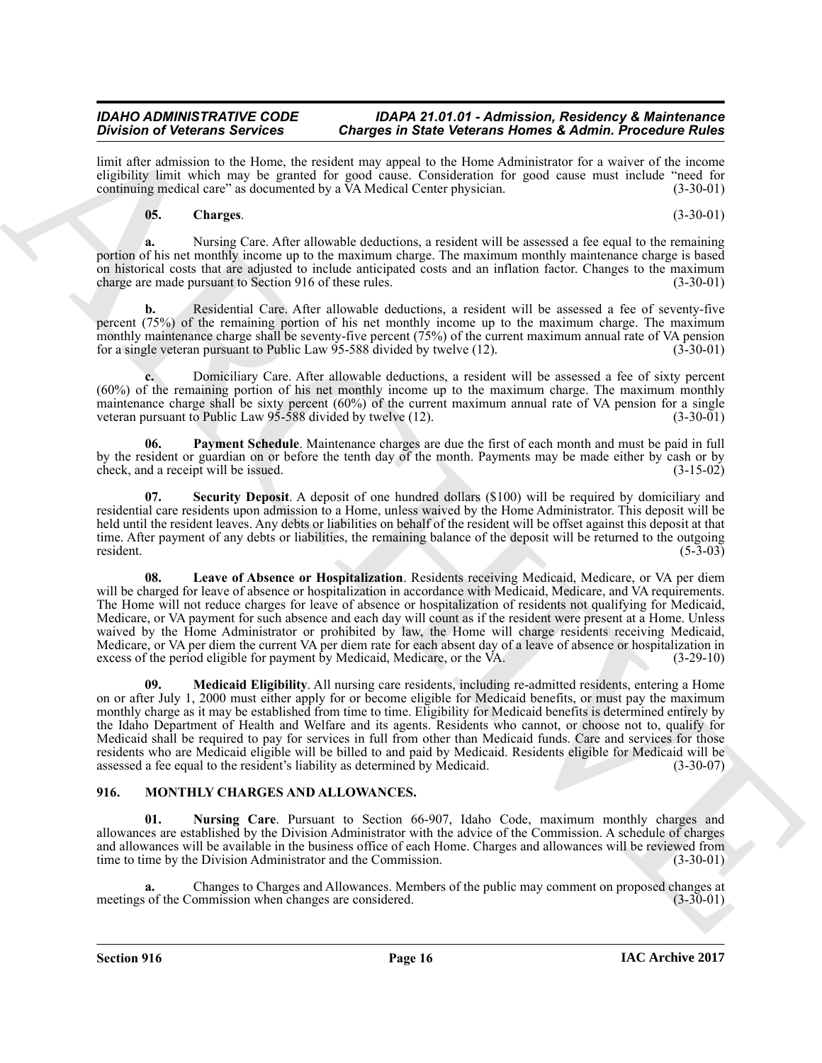limit after admission to the Home, the resident may appeal to the Home Administrator for a waiver of the income eligibility limit which may be granted for good cause. Consideration for good cause must include "need for continuing medical care" as documented by a VA Medical Center physician. (3-30-01)

**05. Charges**. (3-30-01)

**a.** Nursing Care. After allowable deductions, a resident will be assessed a fee equal to the remaining portion of his net monthly income up to the maximum charge. The maximum monthly maintenance charge is based on historical costs that are adjusted to include anticipated costs and an inflation factor. Changes to the maximum charge are made pursuant to Section 916 of these rules. (3-30-01)

**b.** Residential Care. After allowable deductions, a resident will be assessed a fee of seventy-five percent (75%) of the remaining portion of his net monthly income up to the maximum charge. The maximum monthly maintenance charge shall be seventy-five percent (75%) of the current maximum annual rate of VA pension for a single veteran pursuant to Public Law 95-588 divided by twelve (12). (3-30-01)

**c.** Domiciliary Care. After allowable deductions, a resident will be assessed a fee of sixty percent (60%) of the remaining portion of his net monthly income up to the maximum charge. The maximum monthly maintenance charge shall be sixty percent (60%) of the current maximum annual rate of VA pension for a single veteran pursuant to Public Law 95-588 divided by twelve (12). (3-30-01)

**06. Payment Schedule**. Maintenance charges are due the first of each month and must be paid in full by the resident or guardian on or before the tenth day of the month. Payments may be made either by cash or by check, and a receipt will be issued. (3-15-02)

**07. Security Deposit**. A deposit of one hundred dollars ($100) will be required by domiciliary and residential care residents upon admission to a Home, unless waived by the Home Administrator. This deposit will be held until the resident leaves. Any debts or liabilities on behalf of the resident will be offset against this deposit at that time. After payment of any debts or liabilities, the remaining balance of the deposit will be returned to the outgoing resident. (5-3-03)

**08. Leave of Absence or Hospitalization**. Residents receiving Medicaid, Medicare, or VA per diem will be charged for leave of absence or hospitalization in accordance with Medicaid, Medicare, and VA requirements. The Home will not reduce charges for leave of absence or hospitalization of residents not qualifying for Medicaid, Medicare, or VA payment for such absence and each day will count as if the resident were present at a Home. Unless waived by the Home Administrator or prohibited by law, the Home will charge residents receiving Medicaid, Medicare, or VA per diem the current VA per diem rate for each absent day of a leave of absence or hospitalization in excess of the period eligible for payment by Medicaid, Medicare, or the VA. (3-29-10)

**09. Medicaid Eligibility**. All nursing care residents, including re-admitted residents, entering a Home on or after July 1, 2000 must either apply for or become eligible for Medicaid benefits, or must pay the maximum monthly charge as it may be established from time to time. Eligibility for Medicaid benefits is determined entirely by the Idaho Department of Health and Welfare and its agents. Residents who cannot, or choose not to, qualify for Medicaid shall be required to pay for services in full from other than Medicaid funds. Care and services for those residents who are Medicaid eligible will be billed to and paid by Medicaid. Residents eligible for Medicaid will be assessed a fee equal to the resident's liability as determined by Medicaid. (3-30-07)

## 916. MONTHLY CHARGES AND ALLOWANCES.

**01. Nursing Care**. Pursuant to Section 66-907, Idaho Code, maximum monthly charges and allowances are established by the Division Administrator with the advice of the Commission. A schedule of charges and allowances will be available in the business office of each Home. Charges and allowances will be reviewed from time to time by the Division Administrator and the Commission. (3-30-01)

**a.** Changes to Charges and Allowances. Members of the public may comment on proposed changes at meetings of the Commission when changes are considered. (3-30-01)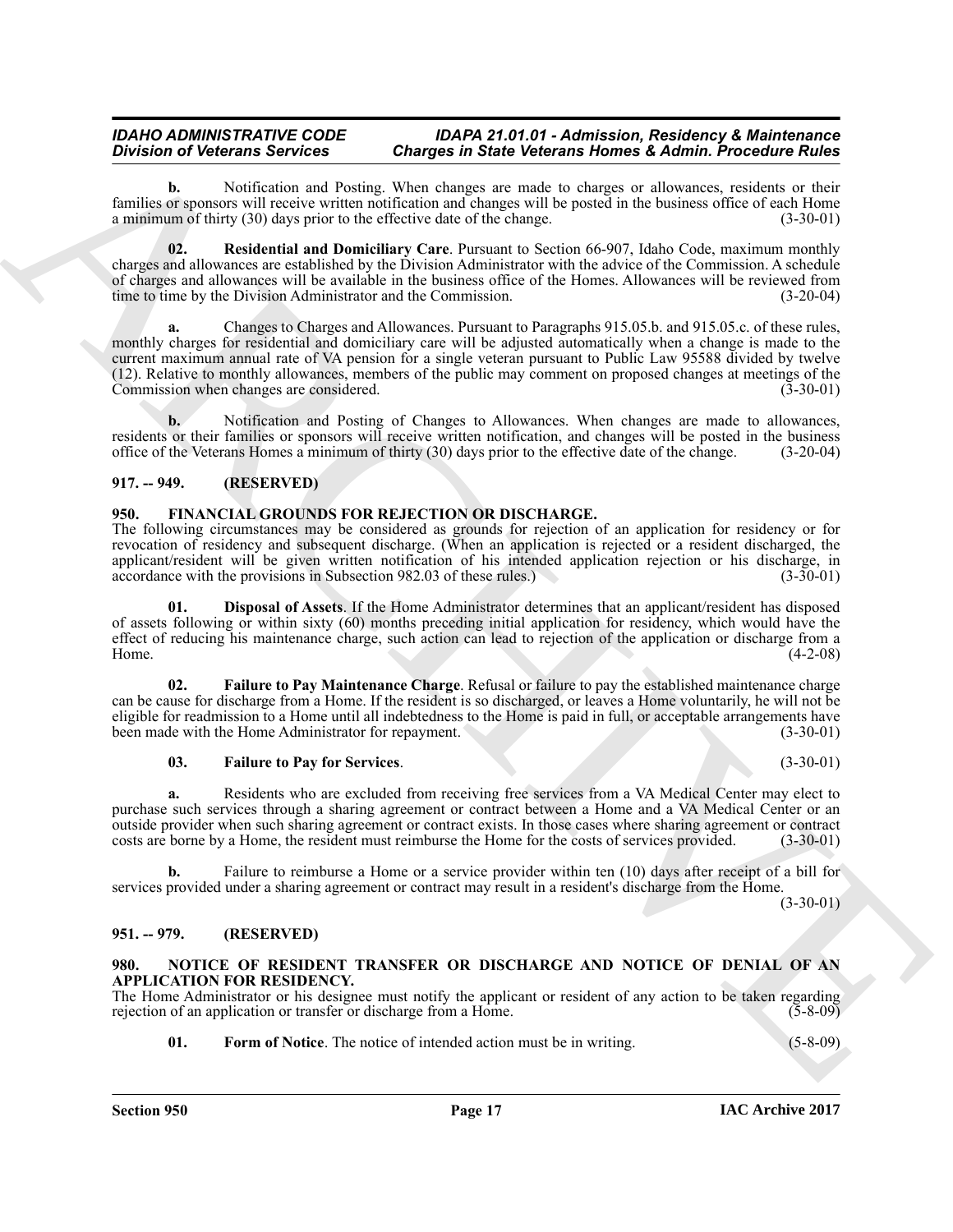**b.** Notification and Posting. When changes are made to charges or allowances, residents or their families or sponsors will receive written notification and changes will be posted in the business office of each Home a minimum of thirty (30) days prior to the effective date of the change. (3-30-01)

**02. Residential and Domiciliary Care**. Pursuant to Section 66-907, Idaho Code, maximum monthly charges and allowances are established by the Division Administrator with the advice of the Commission. A schedule of charges and allowances will be available in the business office of the Homes. Allowances will be reviewed from time to time by the Division Administrator and the Commission. (3-20-04)

**a.** Changes to Charges and Allowances. Pursuant to Paragraphs 915.05.b. and 915.05.c. of these rules, monthly charges for residential and domiciliary care will be adjusted automatically when a change is made to the current maximum annual rate of VA pension for a single veteran pursuant to Public Law 95588 divided by twelve (12). Relative to monthly allowances, members of the public may comment on proposed changes at meetings of the Commission when changes are considered. (3-30-01)

**b.** Notification and Posting of Changes to Allowances. When changes are made to allowances, residents or their families or sponsors will receive written notification, and changes will be posted in the business office of the Veterans Homes a minimum of thirty (30) days prior to the effective date of the change. (3-20-04)

## 917. -- 949. (RESERVED)

## 950. FINANCIAL GROUNDS FOR REJECTION OR DISCHARGE.

The following circumstances may be considered as grounds for rejection of an application for residency or for revocation of residency and subsequent discharge. (When an application is rejected or a resident discharged, the applicant/resident will be given written notification of his intended application rejection or his discharge, in accordance with the provisions in Subsection 982.03 of these rules.) (3-30-01)

**01. Disposal of Assets**. If the Home Administrator determines that an applicant/resident has disposed of assets following or within sixty (60) months preceding initial application for residency, which would have the effect of reducing his maintenance charge, such action can lead to rejection of the application or discharge from a Home. (4-2-08)

**02. Failure to Pay Maintenance Charge**. Refusal or failure to pay the established maintenance charge can be cause for discharge from a Home. If the resident is so discharged, or leaves a Home voluntarily, he will not be eligible for readmission to a Home until all indebtedness to the Home is paid in full, or acceptable arrangements have been made with the Home Administrator for repayment. (3-30-01)

**03. Failure to Pay for Services**. (3-30-01)

**a.** Residents who are excluded from receiving free services from a VA Medical Center may elect to purchase such services through a sharing agreement or contract between a Home and a VA Medical Center or an outside provider when such sharing agreement or contract exists. In those cases where sharing agreement or contract costs are borne by a Home, the resident must reimburse the Home for the costs of services provided. (3-30-01)

**b.** Failure to reimburse a Home or a service provider within ten (10) days after receipt of a bill for services provided under a sharing agreement or contract may result in a resident's discharge from the Home. (3-30-01)

## 951. -- 979. (RESERVED)

## 980. NOTICE OF RESIDENT TRANSFER OR DISCHARGE AND NOTICE OF DENIAL OF AN APPLICATION FOR RESIDENCY.

The Home Administrator or his designee must notify the applicant or resident of any action to be taken regarding rejection of an application or transfer or discharge from a Home. (5-8-09)

**01. Form of Notice**. The notice of intended action must be in writing. (5-8-09)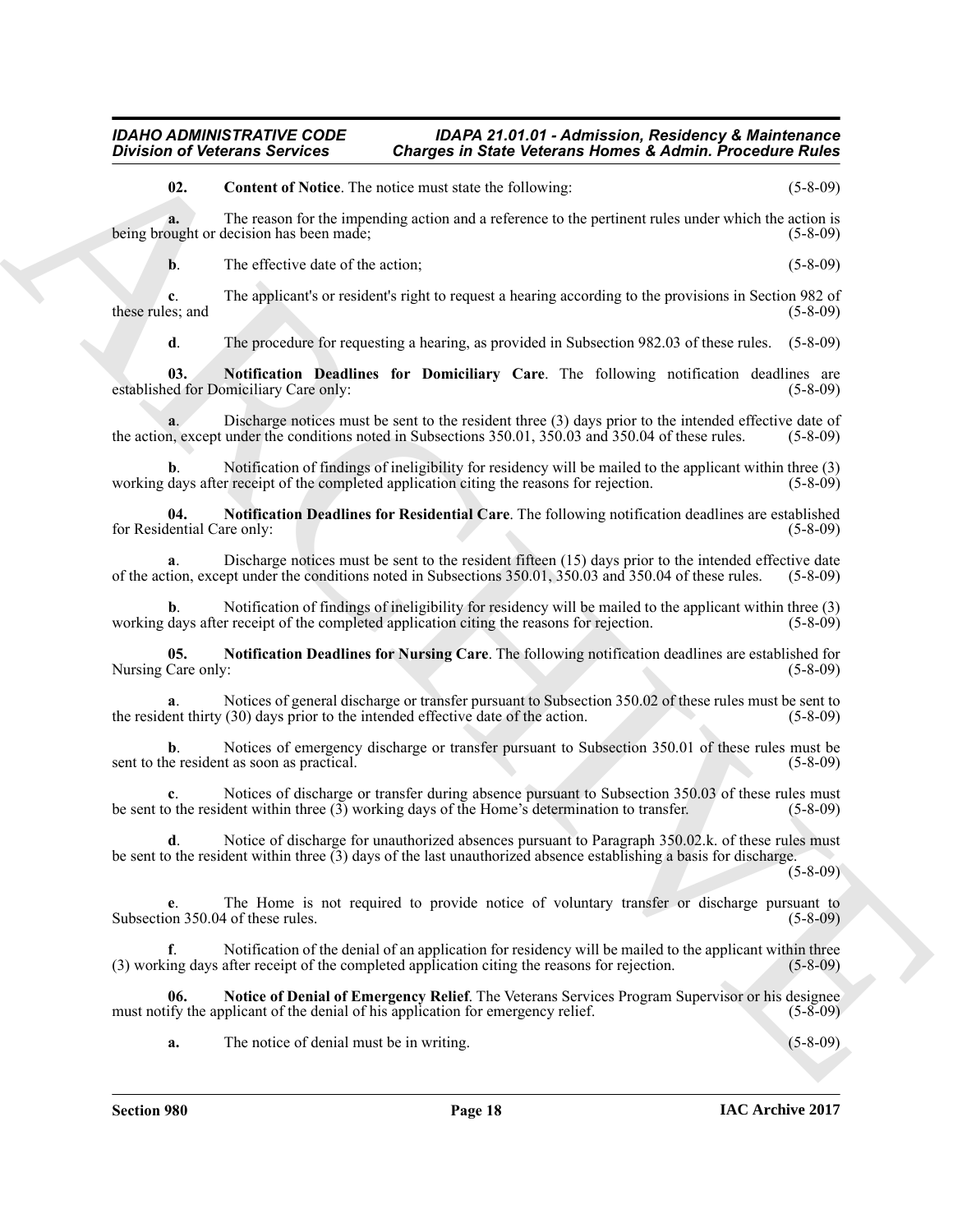**02. Content of Notice**. The notice must state the following: (5-8-09)

**a.** The reason for the impending action and a reference to the pertinent rules under which the action is being brought or decision has been made; (5-8-09)

**b**. The effective date of the action; (5-8-09)

**c**. The applicant's or resident's right to request a hearing according to the provisions in Section 982 of these rules; and (5-8-09)

**d**. The procedure for requesting a hearing, as provided in Subsection 982.03 of these rules. (5-8-09)

**03. Notification Deadlines for Domiciliary Care**. The following notification deadlines are established for Domiciliary Care only: (5-8-09)

**a**. Discharge notices must be sent to the resident three (3) days prior to the intended effective date of the action, except under the conditions noted in Subsections 350.01, 350.03 and 350.04 of these rules. (5-8-09)

**b**. Notification of findings of ineligibility for residency will be mailed to the applicant within three (3) working days after receipt of the completed application citing the reasons for rejection. (5-8-09)

**04. Notification Deadlines for Residential Care**. The following notification deadlines are established for Residential Care only: (5-8-09)

**a**. Discharge notices must be sent to the resident fifteen (15) days prior to the intended effective date of the action, except under the conditions noted in Subsections 350.01, 350.03 and 350.04 of these rules. (5-8-09)

**b**. Notification of findings of ineligibility for residency will be mailed to the applicant within three (3) working days after receipt of the completed application citing the reasons for rejection. (5-8-09)

**05. Notification Deadlines for Nursing Care**. The following notification deadlines are established for Nursing Care only: (5-8-09)

**a**. Notices of general discharge or transfer pursuant to Subsection 350.02 of these rules must be sent to the resident thirty (30) days prior to the intended effective date of the action. (5-8-09)

**b**. Notices of emergency discharge or transfer pursuant to Subsection 350.01 of these rules must be sent to the resident as soon as practical. (5-8-09)

**c**. Notices of discharge or transfer during absence pursuant to Subsection 350.03 of these rules must be sent to the resident within three (3) working days of the Home's determination to transfer. (5-8-09)

**d**. Notice of discharge for unauthorized absences pursuant to Paragraph 350.02.k. of these rules must be sent to the resident within three (3) days of the last unauthorized absence establishing a basis for discharge. (5-8-09)

**e**. The Home is not required to provide notice of voluntary transfer or discharge pursuant to Subsection 350.04 of these rules. (5-8-09)

**f**. Notification of the denial of an application for residency will be mailed to the applicant within three (3) working days after receipt of the completed application citing the reasons for rejection. (5-8-09)

**06. Notice of Denial of Emergency Relief**. The Veterans Services Program Supervisor or his designee must notify the applicant of the denial of his application for emergency relief. (5-8-09)

**a.** The notice of denial must be in writing. (5-8-09)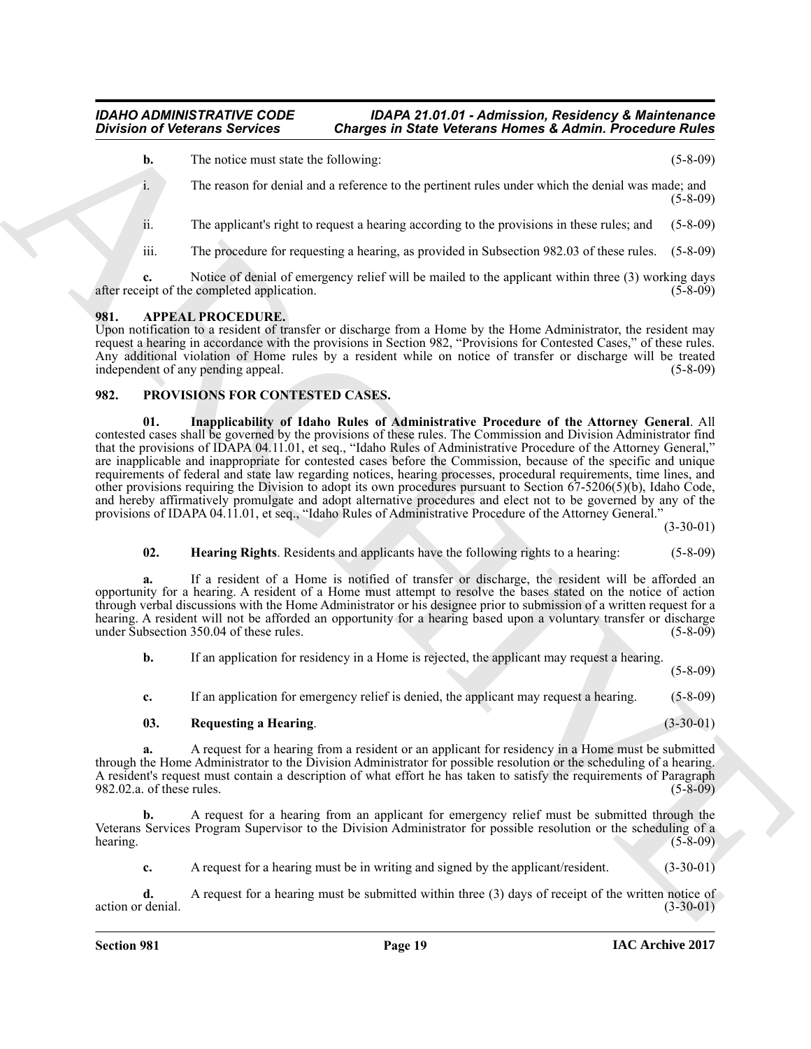**b.** The notice must state the following: (5-8-09)

i. The reason for denial and a reference to the pertinent rules under which the denial was made; and (5-8-09)

ii. The applicant's right to request a hearing according to the provisions in these rules; and (5-8-09)

iii. The procedure for requesting a hearing, as provided in Subsection 982.03 of these rules. (5-8-09)

**c.** Notice of denial of emergency relief will be mailed to the applicant within three (3) working days after receipt of the completed application. (5-8-09)

## 981. APPEAL PROCEDURE.

Upon notification to a resident of transfer or discharge from a Home by the Home Administrator, the resident may request a hearing in accordance with the provisions in Section 982, "Provisions for Contested Cases," of these rules. Any additional violation of Home rules by a resident while on notice of transfer or discharge will be treated independent of any pending appeal. (5-8-09)

## 982. PROVISIONS FOR CONTESTED CASES.

**01. Inapplicability of Idaho Rules of Administrative Procedure of the Attorney General**. All contested cases shall be governed by the provisions of these rules. The Commission and Division Administrator find that the provisions of IDAPA 04.11.01, et seq., "Idaho Rules of Administrative Procedure of the Attorney General," are inapplicable and inappropriate for contested cases before the Commission, because of the specific and unique requirements of federal and state law regarding notices, hearing processes, procedural requirements, time lines, and other provisions requiring the Division to adopt its own procedures pursuant to Section 67-5206(5)(b), Idaho Code, and hereby affirmatively promulgate and adopt alternative procedures and elect not to be governed by any of the provisions of IDAPA 04.11.01, et seq., "Idaho Rules of Administrative Procedure of the Attorney General." (3-30-01)

**02. Hearing Rights**. Residents and applicants have the following rights to a hearing: (5-8-09)

**a.** If a resident of a Home is notified of transfer or discharge, the resident will be afforded an opportunity for a hearing. A resident of a Home must attempt to resolve the bases stated on the notice of action through verbal discussions with the Home Administrator or his designee prior to submission of a written request for a hearing. A resident will not be afforded an opportunity for a hearing based upon a voluntary transfer or discharge under Subsection 350.04 of these rules. (5-8-09)

**b.** If an application for residency in a Home is rejected, the applicant may request a hearing. (5-8-09)

**c.** If an application for emergency relief is denied, the applicant may request a hearing. (5-8-09)

**03. Requesting a Hearing**. (3-30-01)

**a.** A request for a hearing from a resident or an applicant for residency in a Home must be submitted through the Home Administrator to the Division Administrator for possible resolution or the scheduling of a hearing. A resident's request must contain a description of what effort he has taken to satisfy the requirements of Paragraph 982.02.a. of these rules. (5-8-09)

**b.** A request for a hearing from an applicant for emergency relief must be submitted through the Veterans Services Program Supervisor to the Division Administrator for possible resolution or the scheduling of a hearing. (5-8-09)

**c.** A request for a hearing must be in writing and signed by the applicant/resident. (3-30-01)

**d.** A request for a hearing must be submitted within three (3) days of receipt of the written notice of action or denial. (3-30-01)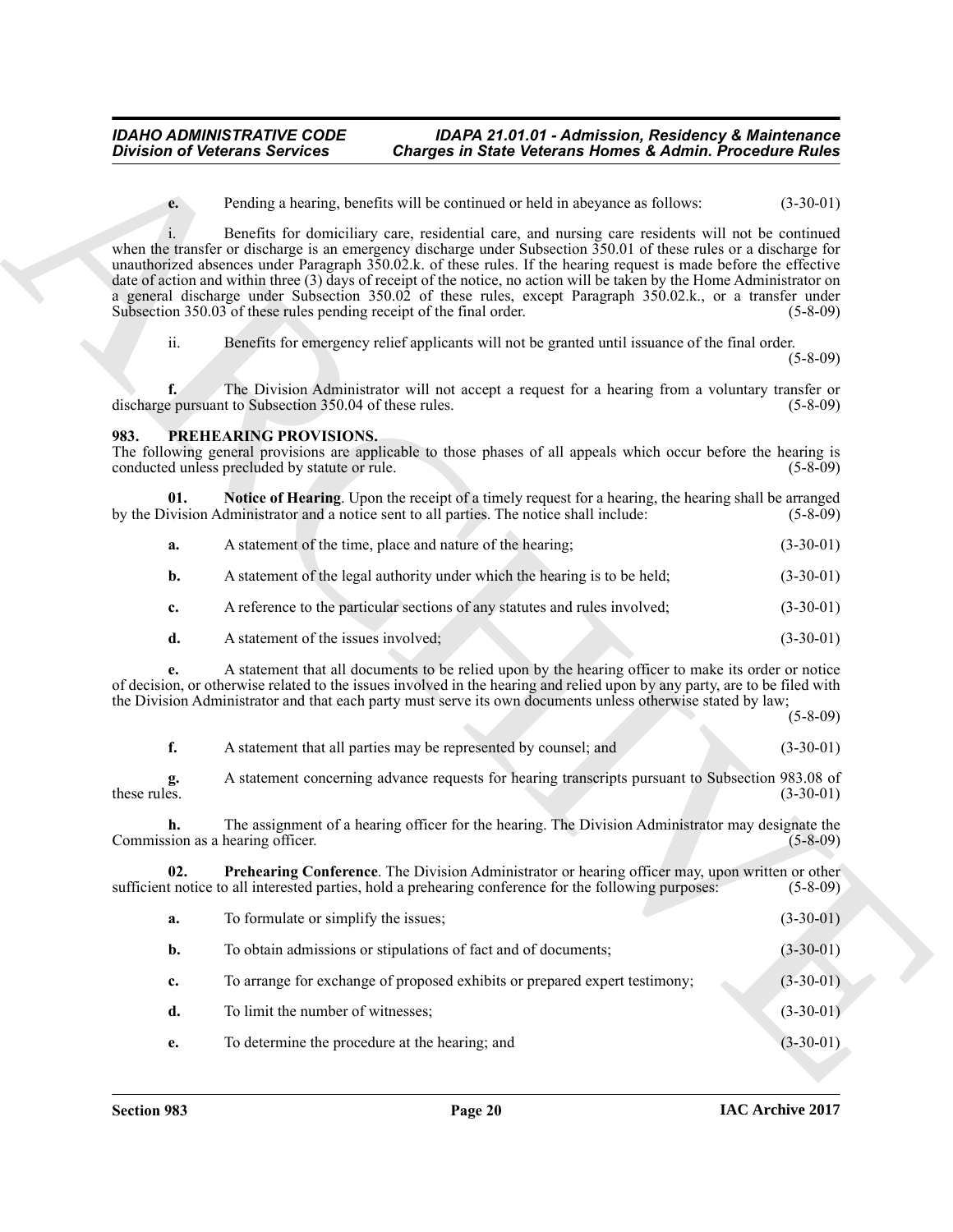**e.** Pending a hearing, benefits will be continued or held in abeyance as follows: (3-30-01)

i. Benefits for domiciliary care, residential care, and nursing care residents will not be continued when the transfer or discharge is an emergency discharge under Subsection 350.01 of these rules or a discharge for unauthorized absences under Paragraph 350.02.k. of these rules. If the hearing request is made before the effective date of action and within three (3) days of receipt of the notice, no action will be taken by the Home Administrator on a general discharge under Subsection 350.02 of these rules, except Paragraph 350.02.k., or a transfer under Subsection 350.03 of these rules pending receipt of the final order. (5-8-09)

ii. Benefits for emergency relief applicants will not be granted until issuance of the final order. (5-8-09)

**f.** The Division Administrator will not accept a request for a hearing from a voluntary transfer or discharge pursuant to Subsection 350.04 of these rules. (5-8-09)

## 983. PREHEARING PROVISIONS.

The following general provisions are applicable to those phases of all appeals which occur before the hearing is conducted unless precluded by statute or rule. (5-8-09)

**01. Notice of Hearing**. Upon the receipt of a timely request for a hearing, the hearing shall be arranged by the Division Administrator and a notice sent to all parties. The notice shall include: (5-8-09)

**a.** A statement of the time, place and nature of the hearing; (3-30-01)

**b.** A statement of the legal authority under which the hearing is to be held; (3-30-01)

**c.** A reference to the particular sections of any statutes and rules involved; (3-30-01)

**d.** A statement of the issues involved; (3-30-01)

**e.** A statement that all documents to be relied upon by the hearing officer to make its order or notice of decision, or otherwise related to the issues involved in the hearing and relied upon by any party, are to be filed with the Division Administrator and that each party must serve its own documents unless otherwise stated by law; (5-8-09)

**f.** A statement that all parties may be represented by counsel; and (3-30-01)

**g.** A statement concerning advance requests for hearing transcripts pursuant to Subsection 983.08 of these rules. (3-30-01)

**h.** The assignment of a hearing officer for the hearing. The Division Administrator may designate the Commission as a hearing officer. (5-8-09)

**02. Prehearing Conference**. The Division Administrator or hearing officer may, upon written or other sufficient notice to all interested parties, hold a prehearing conference for the following purposes: (5-8-09)

**a.** To formulate or simplify the issues; (3-30-01)

**b.** To obtain admissions or stipulations of fact and of documents; (3-30-01)

**c.** To arrange for exchange of proposed exhibits or prepared expert testimony; (3-30-01)

**d.** To limit the number of witnesses; (3-30-01)

**e.** To determine the procedure at the hearing; and (3-30-01)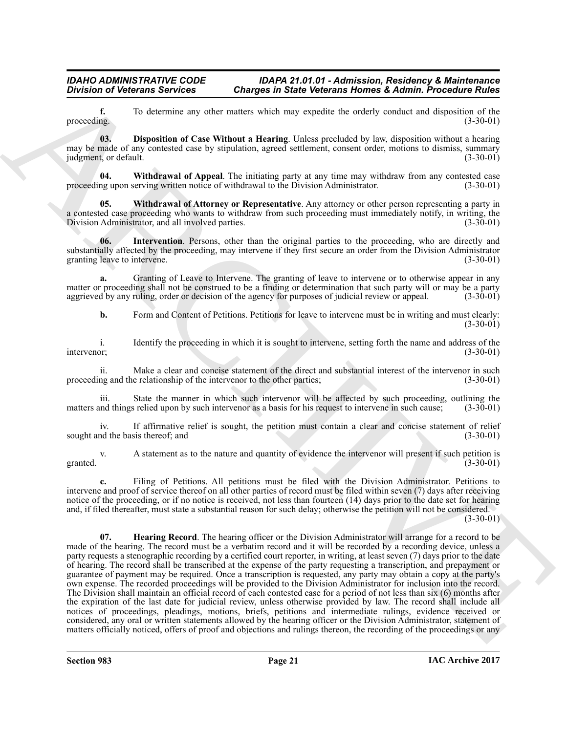**f.** To determine any other matters which may expedite the orderly conduct and disposition of the proceeding. (3-30-01)

**03. Disposition of Case Without a Hearing**. Unless precluded by law, disposition without a hearing may be made of any contested case by stipulation, agreed settlement, consent order, motions to dismiss, summary judgment, or default. (3-30-01)

**04. Withdrawal of Appeal**. The initiating party at any time may withdraw from any contested case proceeding upon serving written notice of withdrawal to the Division Administrator. (3-30-01)

**05. Withdrawal of Attorney or Representative**. Any attorney or other person representing a party in a contested case proceeding who wants to withdraw from such proceeding must immediately notify, in writing, the Division Administrator, and all involved parties. (3-30-01)

**06. Intervention**. Persons, other than the original parties to the proceeding, who are directly and substantially affected by the proceeding, may intervene if they first secure an order from the Division Administrator granting leave to intervene. (3-30-01)

**a.** Granting of Leave to Intervene. The granting of leave to intervene or to otherwise appear in any matter or proceeding shall not be construed to be a finding or determination that such party will or may be a party aggrieved by any ruling, order or decision of the agency for purposes of judicial review or appeal. (3-30-01)

**b.** Form and Content of Petitions. Petitions for leave to intervene must be in writing and must clearly: (3-30-01)

i. Identify the proceeding in which it is sought to intervene, setting forth the name and address of the intervenor; (3-30-01)

ii. Make a clear and concise statement of the direct and substantial interest of the intervenor in such proceeding and the relationship of the intervenor to the other parties; (3-30-01)

iii. State the manner in which such intervenor will be affected by such proceeding, outlining the matters and things relied upon by such intervenor as a basis for his request to intervene in such cause; (3-30-01)

iv. If affirmative relief is sought, the petition must contain a clear and concise statement of relief sought and the basis thereof; and (3-30-01)

v. A statement as to the nature and quantity of evidence the intervenor will present if such petition is granted. (3-30-01)

**c.** Filing of Petitions. All petitions must be filed with the Division Administrator. Petitions to intervene and proof of service thereof on all other parties of record must be filed within seven (7) days after receiving notice of the proceeding, or if no notice is received, not less than fourteen (14) days prior to the date set for hearing and, if filed thereafter, must state a substantial reason for such delay; otherwise the petition will not be considered. (3-30-01)

**07. Hearing Record**. The hearing officer or the Division Administrator will arrange for a record to be made of the hearing. The record must be a verbatim record and it will be recorded by a recording device, unless a party requests a stenographic recording by a certified court reporter, in writing, at least seven (7) days prior to the date of hearing. The record shall be transcribed at the expense of the party requesting a transcription, and prepayment or guarantee of payment may be required. Once a transcription is requested, any party may obtain a copy at the party's own expense. The recorded proceedings will be provided to the Division Administrator for inclusion into the record. The Division shall maintain an official record of each contested case for a period of not less than six (6) months after the expiration of the last date for judicial review, unless otherwise provided by law. The record shall include all notices of proceedings, pleadings, motions, briefs, petitions and intermediate rulings, evidence received or considered, any oral or written statements allowed by the hearing officer or the Division Administrator, statement of matters officially noticed, offers of proof and objections and rulings thereon, the recording of the proceedings or any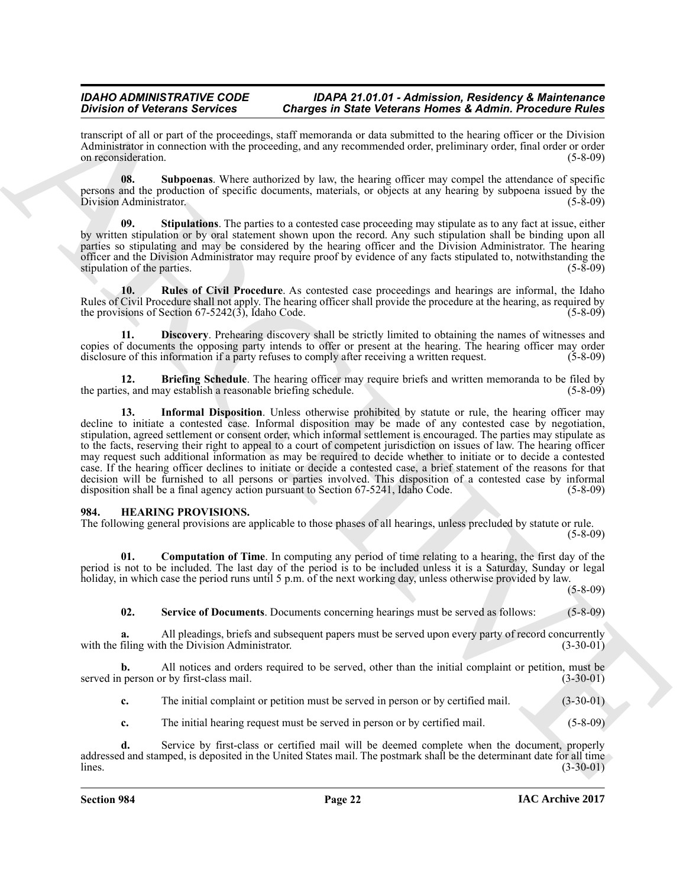transcript of all or part of the proceedings, staff memoranda or data submitted to the hearing officer or the Division Administrator in connection with the proceeding, and any recommended order, preliminary order, final order or order on reconsideration. (5-8-09)

**08. Subpoenas**. Where authorized by law, the hearing officer may compel the attendance of specific persons and the production of specific documents, materials, or objects at any hearing by subpoena issued by the Division Administrator. (5-8-09)

**09. Stipulations**. The parties to a contested case proceeding may stipulate as to any fact at issue, either by written stipulation or by oral statement shown upon the record. Any such stipulation shall be binding upon all parties so stipulating and may be considered by the hearing officer and the Division Administrator. The hearing officer and the Division Administrator may require proof by evidence of any facts stipulated to, notwithstanding the stipulation of the parties. (5-8-09)

**10. Rules of Civil Procedure**. As contested case proceedings and hearings are informal, the Idaho Rules of Civil Procedure shall not apply. The hearing officer shall provide the procedure at the hearing, as required by the provisions of Section 67-5242(3), Idaho Code. (5-8-09)

**11. Discovery**. Prehearing discovery shall be strictly limited to obtaining the names of witnesses and copies of documents the opposing party intends to offer or present at the hearing. The hearing officer may order disclosure of this information if a party refuses to comply after receiving a written request. (5-8-09)

**12. Briefing Schedule**. The hearing officer may require briefs and written memoranda to be filed by the parties, and may establish a reasonable briefing schedule. (5-8-09)

**13. Informal Disposition**. Unless otherwise prohibited by statute or rule, the hearing officer may decline to initiate a contested case. Informal disposition may be made of any contested case by negotiation, stipulation, agreed settlement or consent order, which informal settlement is encouraged. The parties may stipulate as to the facts, reserving their right to appeal to a court of competent jurisdiction on issues of law. The hearing officer may request such additional information as may be required to decide whether to initiate or to decide a contested case. If the hearing officer declines to initiate or decide a contested case, a brief statement of the reasons for that decision will be furnished to all persons or parties involved. This disposition of a contested case by informal disposition shall be a final agency action pursuant to Section 67-5241, Idaho Code. (5-8-09)

## 984. HEARING PROVISIONS.

The following general provisions are applicable to those phases of all hearings, unless precluded by statute or rule. (5-8-09)

**01. Computation of Time**. In computing any period of time relating to a hearing, the first day of the period is not to be included. The last day of the period is to be included unless it is a Saturday, Sunday or legal holiday, in which case the period runs until 5 p.m. of the next working day, unless otherwise provided by law. (5-8-09)

**02. Service of Documents**. Documents concerning hearings must be served as follows: (5-8-09)

**a.** All pleadings, briefs and subsequent papers must be served upon every party of record concurrently with the filing with the Division Administrator. (3-30-01)

**b.** All notices and orders required to be served, other than the initial complaint or petition, must be served in person or by first-class mail. (3-30-01)

**c.** The initial complaint or petition must be served in person or by certified mail. (3-30-01)

**c.** The initial hearing request must be served in person or by certified mail. (5-8-09)

**d.** Service by first-class or certified mail will be deemed complete when the document, properly addressed and stamped, is deposited in the United States mail. The postmark shall be the determinant date for all time lines. (3-30-01)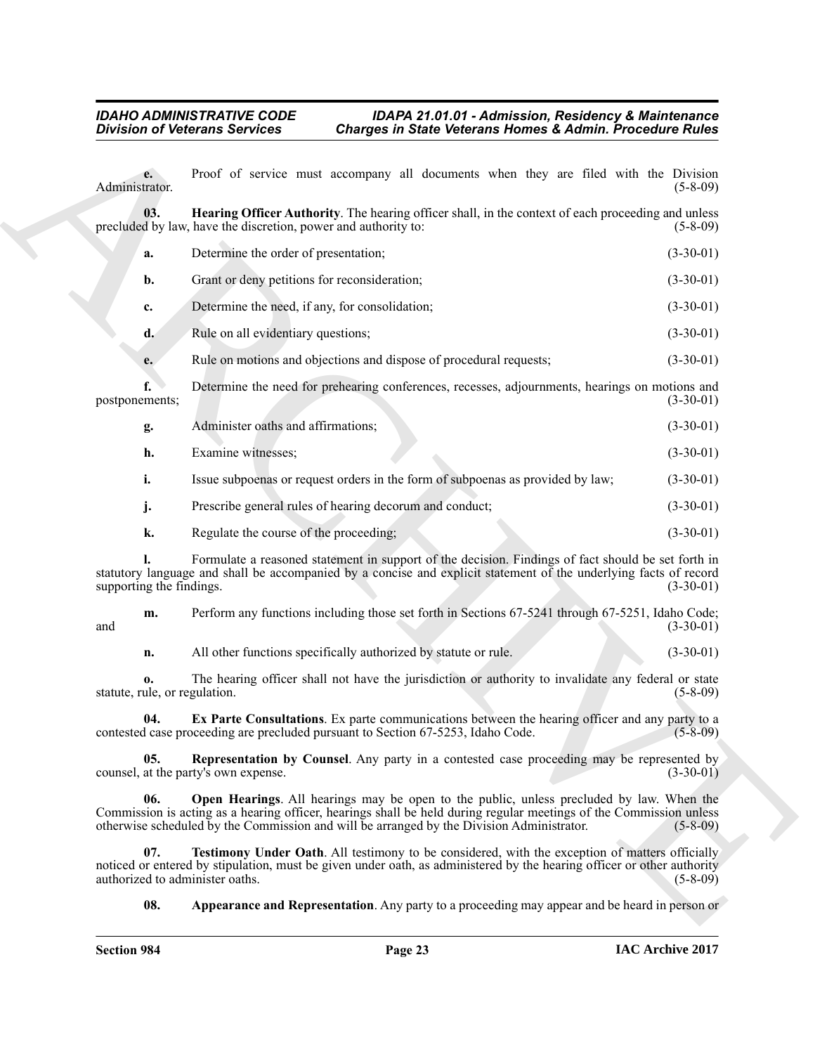**e.** Proof of service must accompany all documents when they are filed with the Division Administrator. (5-8-09)

**03. Hearing Officer Authority**. The hearing officer shall, in the context of each proceeding and unless precluded by law, have the discretion, power and authority to: (5-8-09)

**a.** Determine the order of presentation; (3-30-01)

**b.** Grant or deny petitions for reconsideration; (3-30-01)

**c.** Determine the need, if any, for consolidation; (3-30-01)

**d.** Rule on all evidentiary questions; (3-30-01)

**e.** Rule on motions and objections and dispose of procedural requests; (3-30-01)

**f.** Determine the need for prehearing conferences, recesses, adjournments, hearings on motions and postponements; (3-30-01)

**g.** Administer oaths and affirmations; (3-30-01)

**h.** Examine witnesses; (3-30-01)

**i.** Issue subpoenas or request orders in the form of subpoenas as provided by law; (3-30-01)

**j.** Prescribe general rules of hearing decorum and conduct; (3-30-01)

**k.** Regulate the course of the proceeding; (3-30-01)

**l.** Formulate a reasoned statement in support of the decision. Findings of fact should be set forth in statutory language and shall be accompanied by a concise and explicit statement of the underlying facts of record supporting the findings. (3-30-01)

**m.** Perform any functions including those set forth in Sections 67-5241 through 67-5251, Idaho Code; and (3-30-01)

**n.** All other functions specifically authorized by statute or rule. (3-30-01)

**o.** The hearing officer shall not have the jurisdiction or authority to invalidate any federal or state statute, rule, or regulation. (5-8-09)

**04. Ex Parte Consultations**. Ex parte communications between the hearing officer and any party to a contested case proceeding are precluded pursuant to Section 67-5253, Idaho Code. (5-8-09)

**05. Representation by Counsel**. Any party in a contested case proceeding may be represented by counsel, at the party's own expense. (3-30-01)

**06. Open Hearings**. All hearings may be open to the public, unless precluded by law. When the Commission is acting as a hearing officer, hearings shall be held during regular meetings of the Commission unless otherwise scheduled by the Commission and will be arranged by the Division Administrator. (5-8-09)

**07. Testimony Under Oath**. All testimony to be considered, with the exception of matters officially noticed or entered by stipulation, must be given under oath, as administered by the hearing officer or other authority authorized to administer oaths. (5-8-09)

**08. Appearance and Representation**. Any party to a proceeding may appear and be heard in person or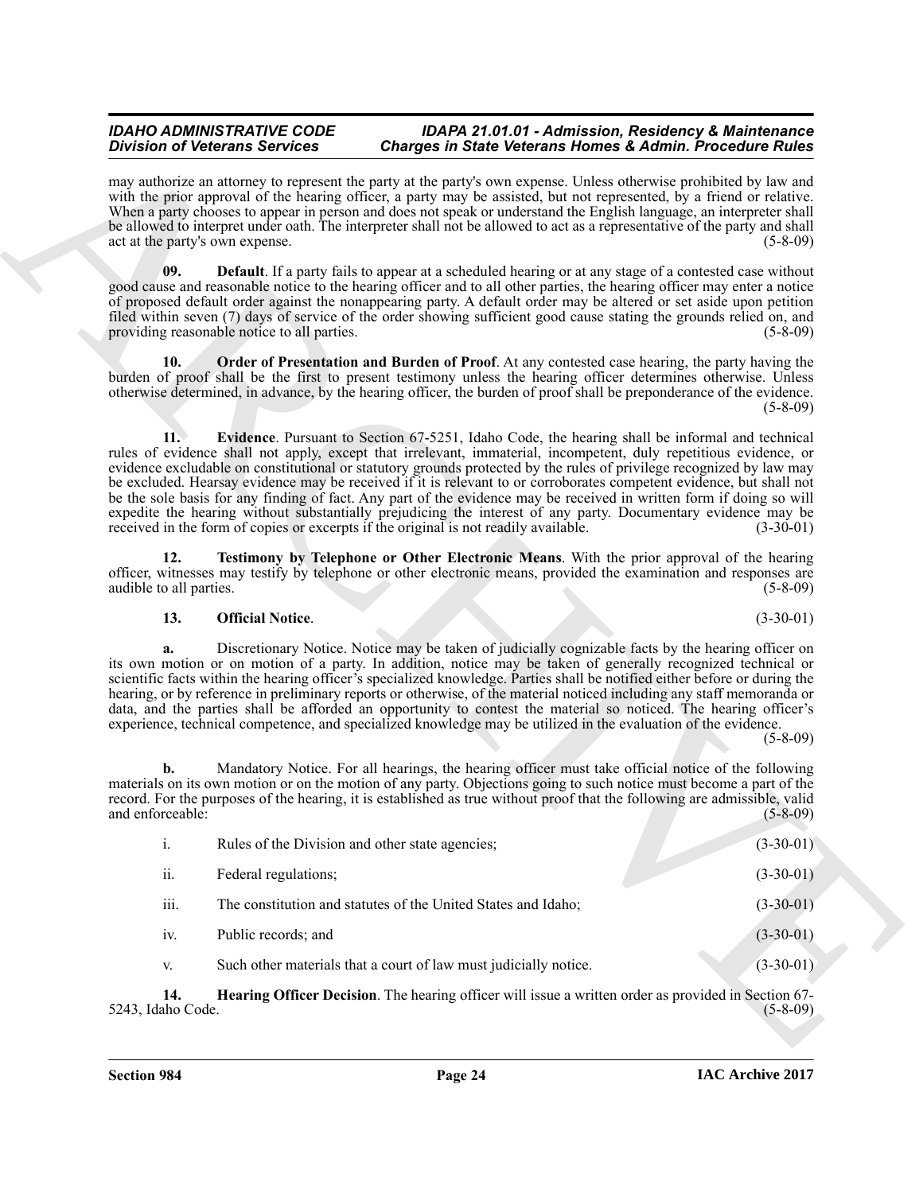may authorize an attorney to represent the party at the party's own expense. Unless otherwise prohibited by law and with the prior approval of the hearing officer, a party may be assisted, but not represented, by a friend or relative. When a party chooses to appear in person and does not speak or understand the English language, an interpreter shall be allowed to interpret under oath. The interpreter shall not be allowed to act as a representative of the party and shall act at the party's own expense. (5-8-09)

**09. Default**. If a party fails to appear at a scheduled hearing or at any stage of a contested case without good cause and reasonable notice to the hearing officer and to all other parties, the hearing officer may enter a notice of proposed default order against the nonappearing party. A default order may be altered or set aside upon petition filed within seven (7) days of service of the order showing sufficient good cause stating the grounds relied on, and providing reasonable notice to all parties. (5-8-09)

**10. Order of Presentation and Burden of Proof**. At any contested case hearing, the party having the burden of proof shall be the first to present testimony unless the hearing officer determines otherwise. Unless otherwise determined, in advance, by the hearing officer, the burden of proof shall be preponderance of the evidence. (5-8-09)

**11. Evidence**. Pursuant to Section 67-5251, Idaho Code, the hearing shall be informal and technical rules of evidence shall not apply, except that irrelevant, immaterial, incompetent, duly repetitious evidence, or evidence excludable on constitutional or statutory grounds protected by the rules of privilege recognized by law may be excluded. Hearsay evidence may be received if it is relevant to or corroborates competent evidence, but shall not be the sole basis for any finding of fact. Any part of the evidence may be received in written form if doing so will expedite the hearing without substantially prejudicing the interest of any party. Documentary evidence may be received in the form of copies or excerpts if the original is not readily available. (3-30-01)

**12. Testimony by Telephone or Other Electronic Means**. With the prior approval of the hearing officer, witnesses may testify by telephone or other electronic means, provided the examination and responses are audible to all parties. (5-8-09)

**13. Official Notice**. (3-30-01)

**a.** Discretionary Notice. Notice may be taken of judicially cognizable facts by the hearing officer on its own motion or on motion of a party. In addition, notice may be taken of generally recognized technical or scientific facts within the hearing officer's specialized knowledge. Parties shall be notified either before or during the hearing, or by reference in preliminary reports or otherwise, of the material noticed including any staff memoranda or data, and the parties shall be afforded an opportunity to contest the material so noticed. The hearing officer's experience, technical competence, and specialized knowledge may be utilized in the evaluation of the evidence. (5-8-09)

**b.** Mandatory Notice. For all hearings, the hearing officer must take official notice of the following materials on its own motion or on the motion of any party. Objections going to such notice must become a part of the record. For the purposes of the hearing, it is established as true without proof that the following are admissible, valid and enforceable: (5-8-09)

i. Rules of the Division and other state agencies; (3-30-01)

ii. Federal regulations; (3-30-01)

iii. The constitution and statutes of the United States and Idaho; (3-30-01)

iv. Public records; and (3-30-01)

v. Such other materials that a court of law must judicially notice. (3-30-01)

**14. Hearing Officer Decision**. The hearing officer will issue a written order as provided in Section 67-5243, Idaho Code. (5-8-09)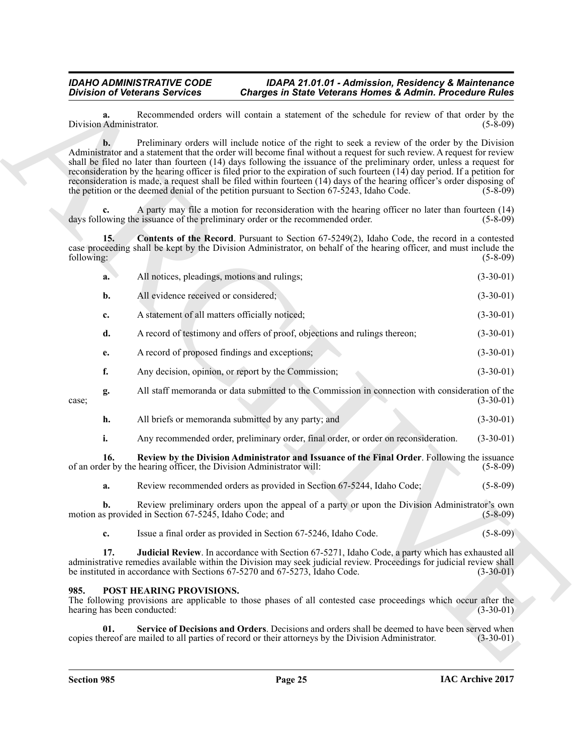**a.** Recommended orders will contain a statement of the schedule for review of that order by the Division Administrator. (5-8-09)

**b.** Preliminary orders will include notice of the right to seek a review of the order by the Division Administrator and a statement that the order will become final without a request for such review. A request for review shall be filed no later than fourteen (14) days following the issuance of the preliminary order, unless a request for reconsideration by the hearing officer is filed prior to the expiration of such fourteen (14) day period. If a petition for reconsideration is made, a request shall be filed within fourteen (14) days of the hearing officer's order disposing of the petition or the deemed denial of the petition pursuant to Section 67-5243, Idaho Code. (5-8-09)

**c.** A party may file a motion for reconsideration with the hearing officer no later than fourteen (14) days following the issuance of the preliminary order or the recommended order. (5-8-09)

**15. Contents of the Record**. Pursuant to Section 67-5249(2), Idaho Code, the record in a contested case proceeding shall be kept by the Division Administrator, on behalf of the hearing officer, and must include the following: (5-8-09)

**a.** All notices, pleadings, motions and rulings; (3-30-01)

**b.** All evidence received or considered; (3-30-01)

**c.** A statement of all matters officially noticed; (3-30-01)

**d.** A record of testimony and offers of proof, objections and rulings thereon; (3-30-01)

**e.** A record of proposed findings and exceptions; (3-30-01)

**f.** Any decision, opinion, or report by the Commission; (3-30-01)

**g.** All staff memoranda or data submitted to the Commission in connection with consideration of the case; (3-30-01)

**h.** All briefs or memoranda submitted by any party; and (3-30-01)

**i.** Any recommended order, preliminary order, final order, or order on reconsideration. (3-30-01)

**16. Review by the Division Administrator and Issuance of the Final Order**. Following the issuance of an order by the hearing officer, the Division Administrator will: (5-8-09)

**a.** Review recommended orders as provided in Section 67-5244, Idaho Code; (5-8-09)

**b.** Review preliminary orders upon the appeal of a party or upon the Division Administrator's own motion as provided in Section 67-5245, Idaho Code; and (5-8-09)

**c.** Issue a final order as provided in Section 67-5246, Idaho Code. (5-8-09)

**17. Judicial Review**. In accordance with Section 67-5271, Idaho Code, a party which has exhausted all administrative remedies available within the Division may seek judicial review. Proceedings for judicial review shall be instituted in accordance with Sections 67-5270 and 67-5273, Idaho Code. (3-30-01)

### 985. POST HEARING PROVISIONS.

The following provisions are applicable to those phases of all contested case proceedings which occur after the hearing has been conducted: (3-30-01)

**01. Service of Decisions and Orders**. Decisions and orders shall be deemed to have been served when copies thereof are mailed to all parties of record or their attorneys by the Division Administrator. (3-30-01)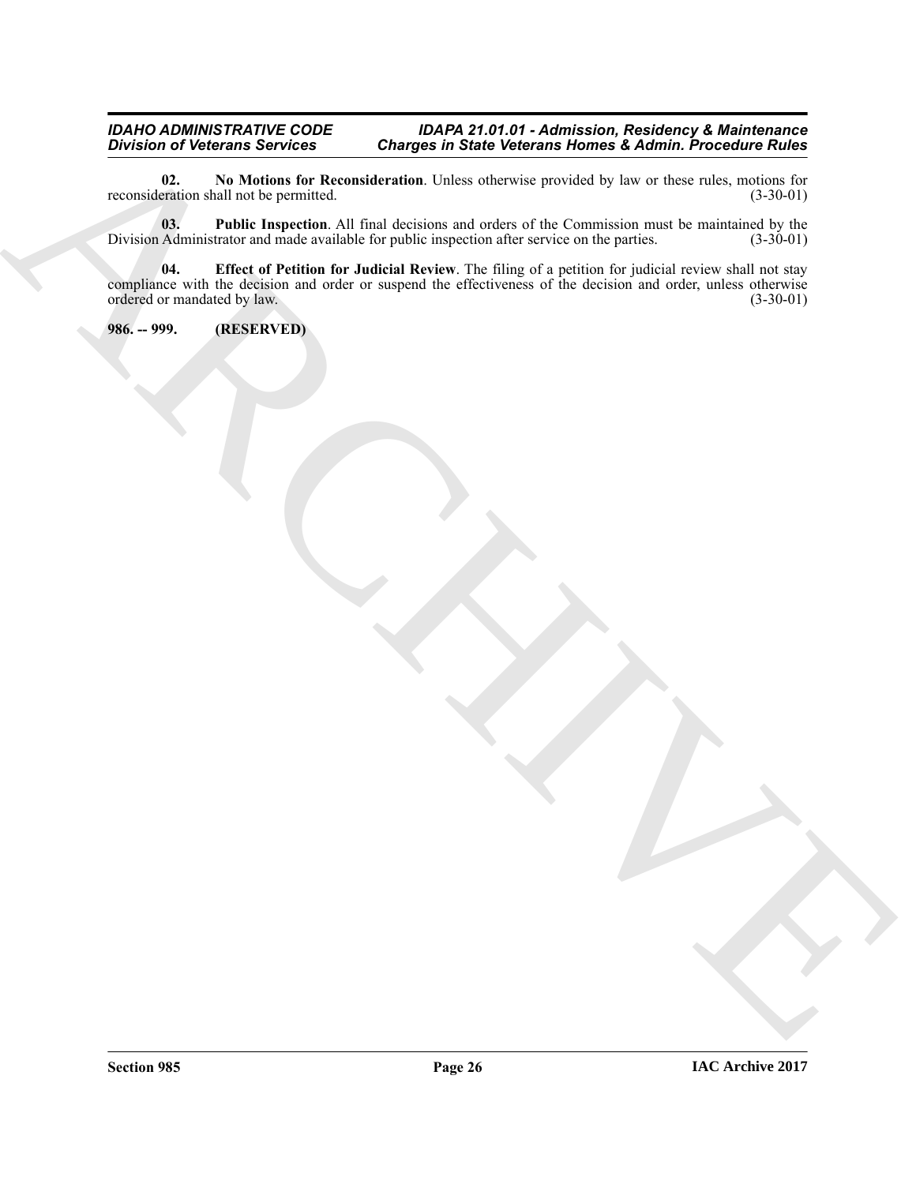**02. No Motions for Reconsideration**. Unless otherwise provided by law or these rules, motions for reconsideration shall not be permitted. (3-30-01)

**03. Public Inspection**. All final decisions and orders of the Commission must be maintained by the Division Administrator and made available for public inspection after service on the parties. (3-30-01)

**04. Effect of Petition for Judicial Review**. The filing of a petition for judicial review shall not stay compliance with the decision and order or suspend the effectiveness of the decision and order, unless otherwise ordered or mandated by law. (3-30-01)

**986. -- 999. (RESERVED)**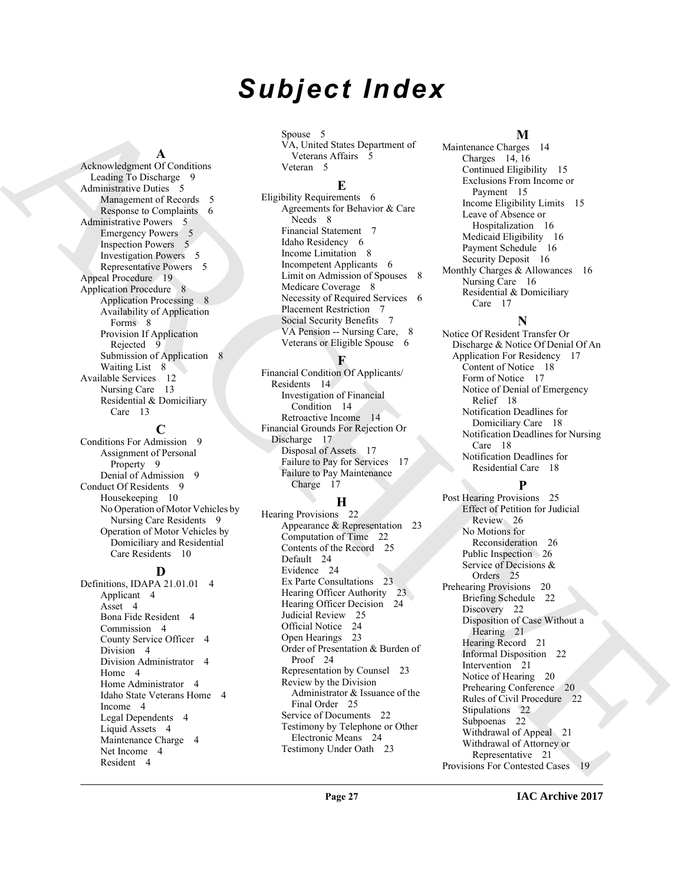# *Subject Index*

**A**

Acknowledgment Of Conditions Leading To Discharge 9
Administrative Duties 5
- Management of Records 5
- Response to Complaints 6

Administrative Powers 5
- Emergency Powers 5
- Inspection Powers 5
- Investigation Powers 5
- Representative Powers 5

Appeal Procedure 19
Application Procedure 8
- Application Processing 8
- Availability of Application Forms 8
- Provision If Application Rejected 9
- Submission of Application 8
- Waiting List 8

Available Services 12
- Nursing Care 13
- Residential & Domiciliary Care 13

**C**

Conditions For Admission 9
- Assignment of Personal Property 9
- Denial of Admission 9

Conduct Of Residents 9
- Housekeeping 10
- No Operation of Motor Vehicles by Nursing Care Residents 9
- Operation of Motor Vehicles by Domiciliary and Residential Care Residents 10

**D**

Definitions, IDAPA 21.01.01 4
- Applicant 4
- Asset 4
- Bona Fide Resident 4
- Commission 4
- County Service Officer 4
- Division 4
- Division Administrator 4
- Home 4
- Home Administrator 4
- Idaho State Veterans Home 4
- Income 4
- Legal Dependents 4
- Liquid Assets 4
- Maintenance Charge 4
- Net Income 4
- Resident 4
- Spouse 5
- VA, United States Department of Veterans Affairs 5
- Veteran 5

**E**

Eligibility Requirements 6
- Agreements for Behavior & Care Needs 8
- Financial Statement 7
- Idaho Residency 6
- Income Limitation 8
- Incompetent Applicants 6
- Limit on Admission of Spouses 8
- Medicare Coverage 8
- Necessity of Required Services 6
- Placement Restriction 7
- Social Security Benefits 7
- VA Pension -- Nursing Care, 8
- Veterans or Eligible Spouse 6

**F**

Financial Condition Of Applicants/ Residents 14
- Investigation of Financial Condition 14
- Retroactive Income 14

Financial Grounds For Rejection Or Discharge 17
- Disposal of Assets 17
- Failure to Pay for Services 17
- Failure to Pay Maintenance Charge 17

**H**

Hearing Provisions 22
- Appearance & Representation 23
- Computation of Time 22
- Contents of the Record 25
- Default 24
- Evidence 24
- Ex Parte Consultations 23
- Hearing Officer Authority 23
- Hearing Officer Decision 24
- Judicial Review 25
- Official Notice 24
- Open Hearings 23
- Order of Presentation & Burden of Proof 24
- Representation by Counsel 23
- Review by the Division Administrator & Issuance of the Final Order 25
- Service of Documents 22
- Testimony by Telephone or Other Electronic Means 24
- Testimony Under Oath 23

**M**

Maintenance Charges 14
- Charges 14, 16
- Continued Eligibility 15
- Exclusions From Income or Payment 15
- Income Eligibility Limits 15
- Leave of Absence or Hospitalization 16
- Medicaid Eligibility 16
- Payment Schedule 16
- Security Deposit 16

Monthly Charges & Allowances 16
- Nursing Care 16
- Residential & Domiciliary Care 17

**N**

Notice Of Resident Transfer Or Discharge & Notice Of Denial Of An Application For Residency 17
- Content of Notice 18
- Form of Notice 17
- Notice of Denial of Emergency Relief 18
- Notification Deadlines for Domiciliary Care 18
- Notification Deadlines for Nursing Care 18
- Notification Deadlines for Residential Care 18

**P**

Post Hearing Provisions 25
- Effect of Petition for Judicial Review 26
- No Motions for Reconsideration 26
- Public Inspection 26
- Service of Decisions & Orders 25

Prehearing Provisions 20
- Briefing Schedule 22
- Discovery 22
- Disposition of Case Without a Hearing 21
- Hearing Record 21
- Informal Disposition 22
- Intervention 21
- Notice of Hearing 20
- Prehearing Conference 20
- Rules of Civil Procedure 22
- Stipulations 22
- Subpoenas 22
- Withdrawal of Appeal 21
- Withdrawal of Attorney or Representative 21

Provisions For Contested Cases 19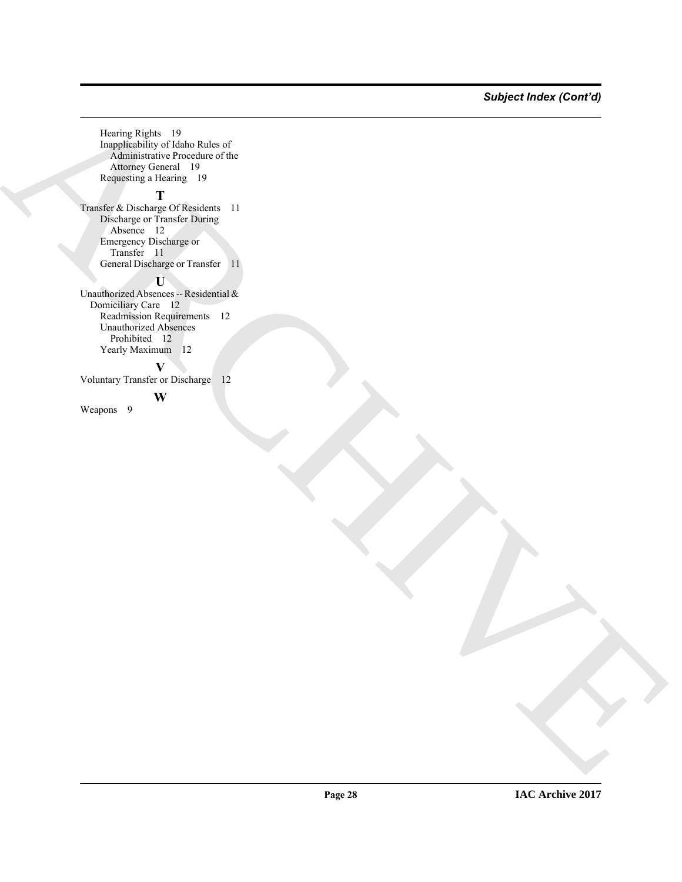Hearing Rights 19
Inapplicability of Idaho Rules of Administrative Procedure of the Attorney General 19
Requesting a Hearing 19

**T**

Transfer & Discharge Of Residents 11
Discharge or Transfer During Absence 12
Emergency Discharge or Transfer 11
General Discharge or Transfer 11

**U**

Unauthorized Absences -- Residential & Domiciliary Care 12
Readmission Requirements 12
Unauthorized Absences Prohibited 12
Yearly Maximum 12

**V**

Voluntary Transfer or Discharge 12

**W**

Weapons 9